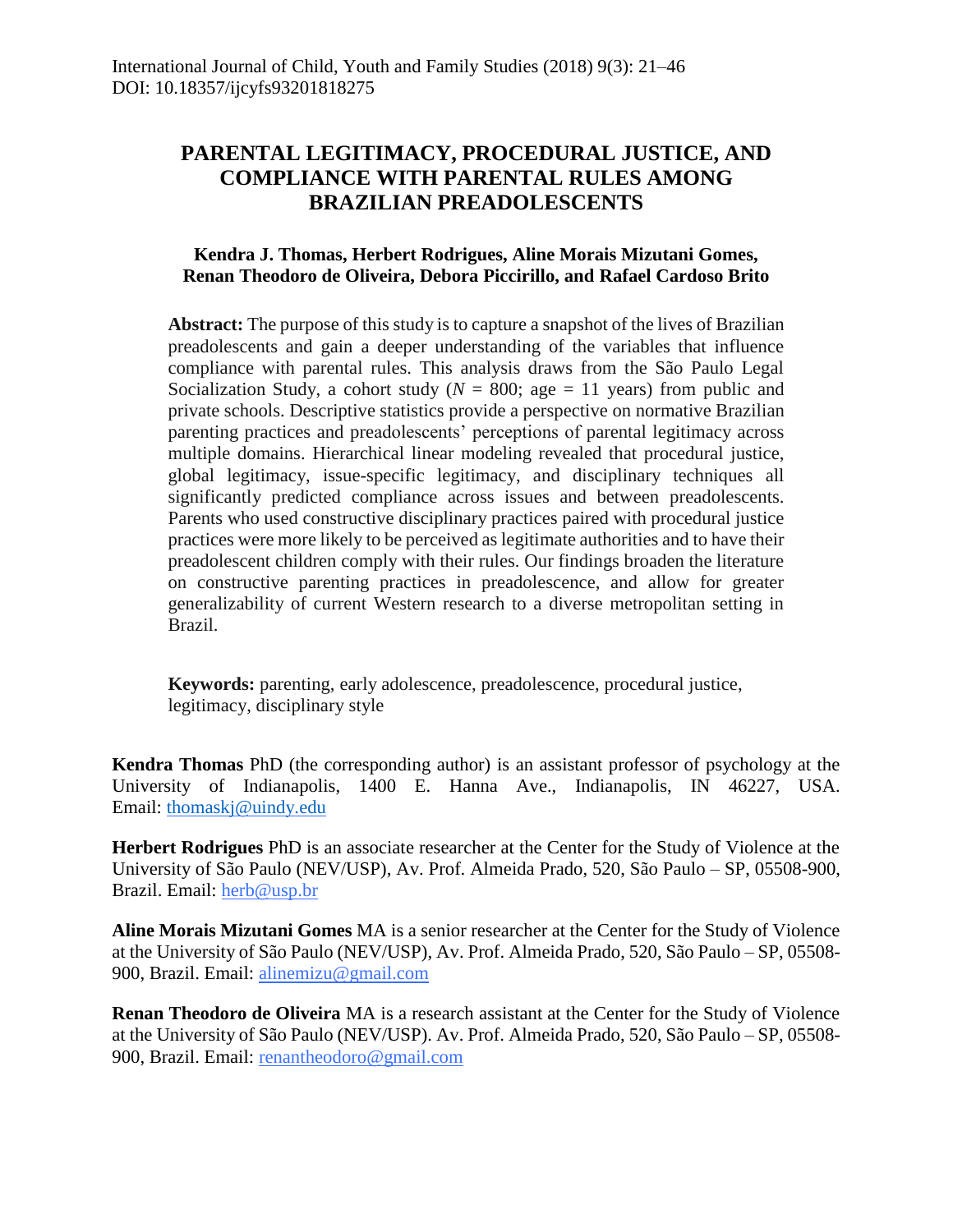International Journal of Child, Youth and Family Studies (2018) 9(3): 21–46
DOI: 10.18357/ijcyfs93201818275

# PARENTAL LEGITIMACY, PROCEDURAL JUSTICE, AND COMPLIANCE WITH PARENTAL RULES AMONG BRAZILIAN PREADOLESCENTS

**Kendra J. Thomas, Herbert Rodrigues, Aline Morais Mizutani Gomes, Renan Theodoro de Oliveira, Debora Piccirillo, and Rafael Cardoso Brito**

**Abstract:** The purpose of this study is to capture a snapshot of the lives of Brazilian preadolescents and gain a deeper understanding of the variables that influence compliance with parental rules. This analysis draws from the São Paulo Legal Socialization Study, a cohort study (*N* = 800; age = 11 years) from public and private schools. Descriptive statistics provide a perspective on normative Brazilian parenting practices and preadolescents' perceptions of parental legitimacy across multiple domains. Hierarchical linear modeling revealed that procedural justice, global legitimacy, issue-specific legitimacy, and disciplinary techniques all significantly predicted compliance across issues and between preadolescents. Parents who used constructive disciplinary practices paired with procedural justice practices were more likely to be perceived as legitimate authorities and to have their preadolescent children comply with their rules. Our findings broaden the literature on constructive parenting practices in preadolescence, and allow for greater generalizability of current Western research to a diverse metropolitan setting in Brazil.

**Keywords:** parenting, early adolescence, preadolescence, procedural justice, legitimacy, disciplinary style

**Kendra Thomas** PhD (the corresponding author) is an assistant professor of psychology at the University of Indianapolis, 1400 E. Hanna Ave., Indianapolis, IN 46227, USA. Email: thomaskj@uindy.edu

**Herbert Rodrigues** PhD is an associate researcher at the Center for the Study of Violence at the University of São Paulo (NEV/USP), Av. Prof. Almeida Prado, 520, São Paulo – SP, 05508-900, Brazil. Email: herb@usp.br

**Aline Morais Mizutani Gomes** MA is a senior researcher at the Center for the Study of Violence at the University of São Paulo (NEV/USP), Av. Prof. Almeida Prado, 520, São Paulo – SP, 05508-900, Brazil. Email: alinemizu@gmail.com

**Renan Theodoro de Oliveira** MA is a research assistant at the Center for the Study of Violence at the University of São Paulo (NEV/USP). Av. Prof. Almeida Prado, 520, São Paulo – SP, 05508-900, Brazil. Email: renantheodoro@gmail.com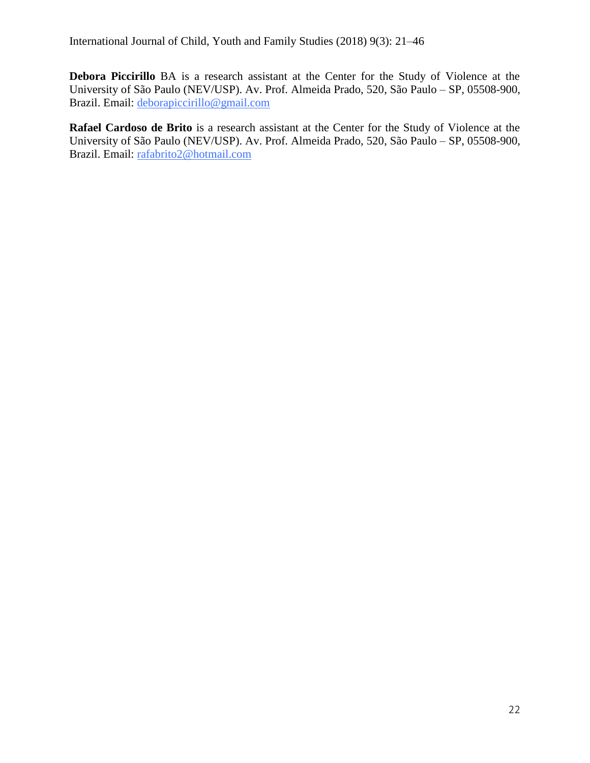**Debora Piccirillo** BA is a research assistant at the Center for the Study of Violence at the University of São Paulo (NEV/USP). Av. Prof. Almeida Prado, 520, São Paulo – SP, 05508-900, Brazil. Email: deborapiccirillo@gmail.com

**Rafael Cardoso de Brito** is a research assistant at the Center for the Study of Violence at the University of São Paulo (NEV/USP). Av. Prof. Almeida Prado, 520, São Paulo – SP, 05508-900, Brazil. Email: rafabrito2@hotmail.com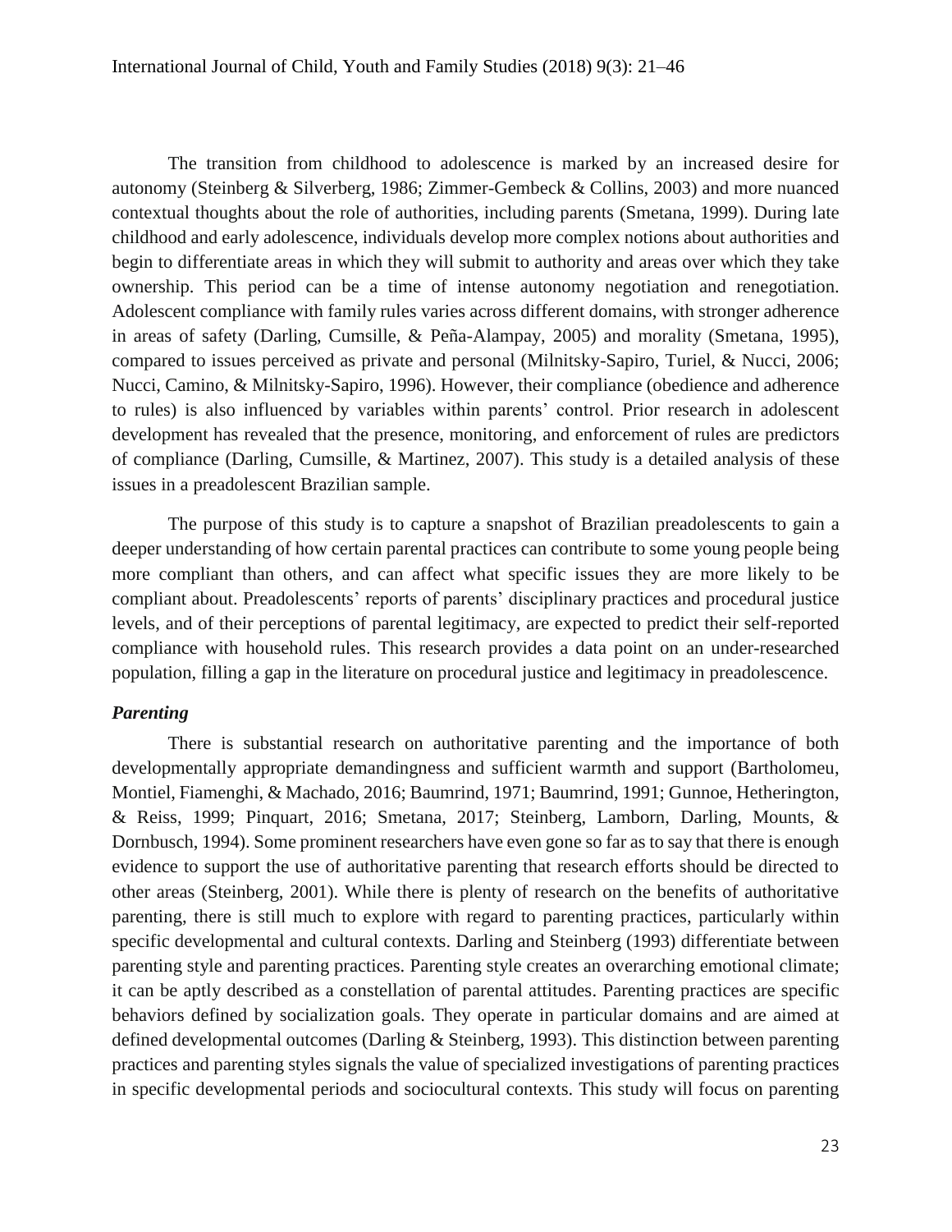The transition from childhood to adolescence is marked by an increased desire for autonomy (Steinberg & Silverberg, 1986; Zimmer-Gembeck & Collins, 2003) and more nuanced contextual thoughts about the role of authorities, including parents (Smetana, 1999). During late childhood and early adolescence, individuals develop more complex notions about authorities and begin to differentiate areas in which they will submit to authority and areas over which they take ownership. This period can be a time of intense autonomy negotiation and renegotiation. Adolescent compliance with family rules varies across different domains, with stronger adherence in areas of safety (Darling, Cumsille, & Peña-Alampay, 2005) and morality (Smetana, 1995), compared to issues perceived as private and personal (Milnitsky-Sapiro, Turiel, & Nucci, 2006; Nucci, Camino, & Milnitsky-Sapiro, 1996). However, their compliance (obedience and adherence to rules) is also influenced by variables within parents' control. Prior research in adolescent development has revealed that the presence, monitoring, and enforcement of rules are predictors of compliance (Darling, Cumsille, & Martinez, 2007). This study is a detailed analysis of these issues in a preadolescent Brazilian sample.

The purpose of this study is to capture a snapshot of Brazilian preadolescents to gain a deeper understanding of how certain parental practices can contribute to some young people being more compliant than others, and can affect what specific issues they are more likely to be compliant about. Preadolescents' reports of parents' disciplinary practices and procedural justice levels, and of their perceptions of parental legitimacy, are expected to predict their self-reported compliance with household rules. This research provides a data point on an under-researched population, filling a gap in the literature on procedural justice and legitimacy in preadolescence.

### *Parenting*

There is substantial research on authoritative parenting and the importance of both developmentally appropriate demandingness and sufficient warmth and support (Bartholomeu, Montiel, Fiamenghi, & Machado, 2016; Baumrind, 1971; Baumrind, 1991; Gunnoe, Hetherington, & Reiss, 1999; Pinquart, 2016; Smetana, 2017; Steinberg, Lamborn, Darling, Mounts, & Dornbusch, 1994). Some prominent researchers have even gone so far as to say that there is enough evidence to support the use of authoritative parenting that research efforts should be directed to other areas (Steinberg, 2001). While there is plenty of research on the benefits of authoritative parenting, there is still much to explore with regard to parenting practices, particularly within specific developmental and cultural contexts. Darling and Steinberg (1993) differentiate between parenting style and parenting practices. Parenting style creates an overarching emotional climate; it can be aptly described as a constellation of parental attitudes. Parenting practices are specific behaviors defined by socialization goals. They operate in particular domains and are aimed at defined developmental outcomes (Darling & Steinberg, 1993). This distinction between parenting practices and parenting styles signals the value of specialized investigations of parenting practices in specific developmental periods and sociocultural contexts. This study will focus on parenting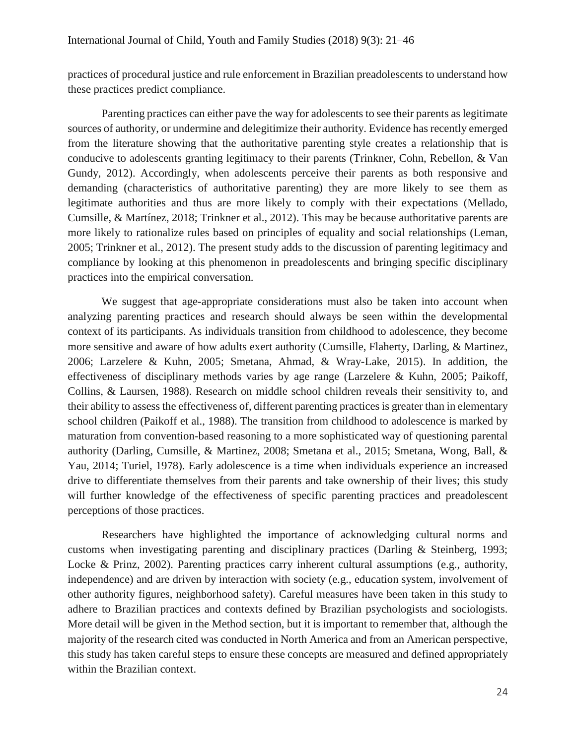practices of procedural justice and rule enforcement in Brazilian preadolescents to understand how these practices predict compliance.

Parenting practices can either pave the way for adolescents to see their parents as legitimate sources of authority, or undermine and delegitimize their authority. Evidence has recently emerged from the literature showing that the authoritative parenting style creates a relationship that is conducive to adolescents granting legitimacy to their parents (Trinkner, Cohn, Rebellon, & Van Gundy, 2012). Accordingly, when adolescents perceive their parents as both responsive and demanding (characteristics of authoritative parenting) they are more likely to see them as legitimate authorities and thus are more likely to comply with their expectations (Mellado, Cumsille, & Martínez, 2018; Trinkner et al., 2012). This may be because authoritative parents are more likely to rationalize rules based on principles of equality and social relationships (Leman, 2005; Trinkner et al., 2012). The present study adds to the discussion of parenting legitimacy and compliance by looking at this phenomenon in preadolescents and bringing specific disciplinary practices into the empirical conversation.

We suggest that age-appropriate considerations must also be taken into account when analyzing parenting practices and research should always be seen within the developmental context of its participants. As individuals transition from childhood to adolescence, they become more sensitive and aware of how adults exert authority (Cumsille, Flaherty, Darling, & Martinez, 2006; Larzelere & Kuhn, 2005; Smetana, Ahmad, & Wray-Lake, 2015). In addition, the effectiveness of disciplinary methods varies by age range (Larzelere & Kuhn, 2005; Paikoff, Collins, & Laursen, 1988). Research on middle school children reveals their sensitivity to, and their ability to assess the effectiveness of, different parenting practices is greater than in elementary school children (Paikoff et al., 1988). The transition from childhood to adolescence is marked by maturation from convention-based reasoning to a more sophisticated way of questioning parental authority (Darling, Cumsille, & Martinez, 2008; Smetana et al., 2015; Smetana, Wong, Ball, & Yau, 2014; Turiel, 1978). Early adolescence is a time when individuals experience an increased drive to differentiate themselves from their parents and take ownership of their lives; this study will further knowledge of the effectiveness of specific parenting practices and preadolescent perceptions of those practices.

Researchers have highlighted the importance of acknowledging cultural norms and customs when investigating parenting and disciplinary practices (Darling & Steinberg, 1993; Locke & Prinz, 2002). Parenting practices carry inherent cultural assumptions (e.g., authority, independence) and are driven by interaction with society (e.g., education system, involvement of other authority figures, neighborhood safety). Careful measures have been taken in this study to adhere to Brazilian practices and contexts defined by Brazilian psychologists and sociologists. More detail will be given in the Method section, but it is important to remember that, although the majority of the research cited was conducted in North America and from an American perspective, this study has taken careful steps to ensure these concepts are measured and defined appropriately within the Brazilian context.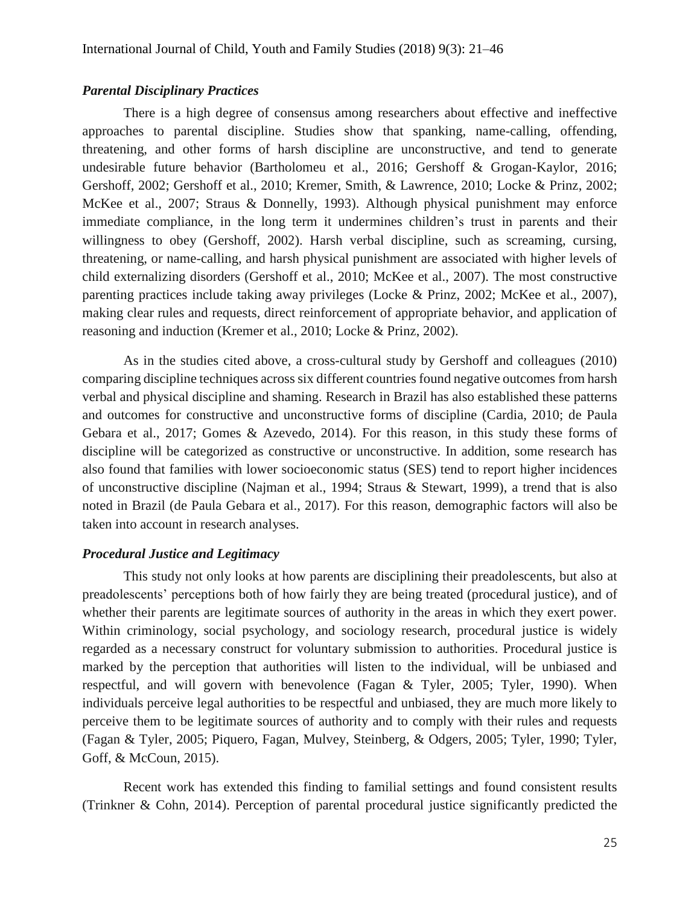### *Parental Disciplinary Practices*

There is a high degree of consensus among researchers about effective and ineffective approaches to parental discipline. Studies show that spanking, name-calling, offending, threatening, and other forms of harsh discipline are unconstructive, and tend to generate undesirable future behavior (Bartholomeu et al., 2016; Gershoff & Grogan-Kaylor, 2016; Gershoff, 2002; Gershoff et al., 2010; Kremer, Smith, & Lawrence, 2010; Locke & Prinz, 2002; McKee et al., 2007; Straus & Donnelly, 1993). Although physical punishment may enforce immediate compliance, in the long term it undermines children's trust in parents and their willingness to obey (Gershoff, 2002). Harsh verbal discipline, such as screaming, cursing, threatening, or name-calling, and harsh physical punishment are associated with higher levels of child externalizing disorders (Gershoff et al., 2010; McKee et al., 2007). The most constructive parenting practices include taking away privileges (Locke & Prinz, 2002; McKee et al., 2007), making clear rules and requests, direct reinforcement of appropriate behavior, and application of reasoning and induction (Kremer et al., 2010; Locke & Prinz, 2002).

As in the studies cited above, a cross-cultural study by Gershoff and colleagues (2010) comparing discipline techniques across six different countries found negative outcomes from harsh verbal and physical discipline and shaming. Research in Brazil has also established these patterns and outcomes for constructive and unconstructive forms of discipline (Cardia, 2010; de Paula Gebara et al., 2017; Gomes & Azevedo, 2014). For this reason, in this study these forms of discipline will be categorized as constructive or unconstructive. In addition, some research has also found that families with lower socioeconomic status (SES) tend to report higher incidences of unconstructive discipline (Najman et al., 1994; Straus & Stewart, 1999), a trend that is also noted in Brazil (de Paula Gebara et al., 2017). For this reason, demographic factors will also be taken into account in research analyses.

### *Procedural Justice and Legitimacy*

This study not only looks at how parents are disciplining their preadolescents, but also at preadolescents' perceptions both of how fairly they are being treated (procedural justice), and of whether their parents are legitimate sources of authority in the areas in which they exert power. Within criminology, social psychology, and sociology research, procedural justice is widely regarded as a necessary construct for voluntary submission to authorities. Procedural justice is marked by the perception that authorities will listen to the individual, will be unbiased and respectful, and will govern with benevolence (Fagan & Tyler, 2005; Tyler, 1990). When individuals perceive legal authorities to be respectful and unbiased, they are much more likely to perceive them to be legitimate sources of authority and to comply with their rules and requests (Fagan & Tyler, 2005; Piquero, Fagan, Mulvey, Steinberg, & Odgers, 2005; Tyler, 1990; Tyler, Goff, & McCoun, 2015).

Recent work has extended this finding to familial settings and found consistent results (Trinkner & Cohn, 2014). Perception of parental procedural justice significantly predicted the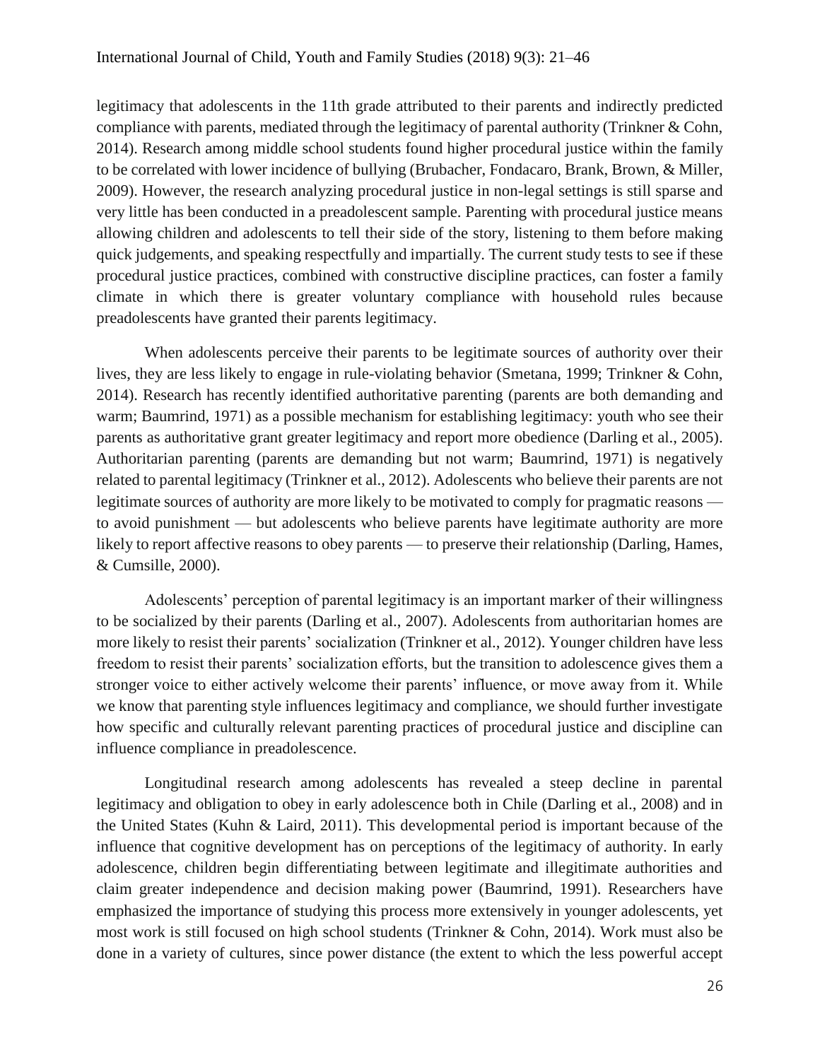legitimacy that adolescents in the 11th grade attributed to their parents and indirectly predicted compliance with parents, mediated through the legitimacy of parental authority (Trinkner & Cohn, 2014). Research among middle school students found higher procedural justice within the family to be correlated with lower incidence of bullying (Brubacher, Fondacaro, Brank, Brown, & Miller, 2009). However, the research analyzing procedural justice in non-legal settings is still sparse and very little has been conducted in a preadolescent sample. Parenting with procedural justice means allowing children and adolescents to tell their side of the story, listening to them before making quick judgements, and speaking respectfully and impartially. The current study tests to see if these procedural justice practices, combined with constructive discipline practices, can foster a family climate in which there is greater voluntary compliance with household rules because preadolescents have granted their parents legitimacy.

When adolescents perceive their parents to be legitimate sources of authority over their lives, they are less likely to engage in rule-violating behavior (Smetana, 1999; Trinkner & Cohn, 2014). Research has recently identified authoritative parenting (parents are both demanding and warm; Baumrind, 1971) as a possible mechanism for establishing legitimacy: youth who see their parents as authoritative grant greater legitimacy and report more obedience (Darling et al., 2005). Authoritarian parenting (parents are demanding but not warm; Baumrind, 1971) is negatively related to parental legitimacy (Trinkner et al., 2012). Adolescents who believe their parents are not legitimate sources of authority are more likely to be motivated to comply for pragmatic reasons — to avoid punishment — but adolescents who believe parents have legitimate authority are more likely to report affective reasons to obey parents — to preserve their relationship (Darling, Hames, & Cumsille, 2000).

Adolescents' perception of parental legitimacy is an important marker of their willingness to be socialized by their parents (Darling et al., 2007). Adolescents from authoritarian homes are more likely to resist their parents' socialization (Trinkner et al., 2012). Younger children have less freedom to resist their parents' socialization efforts, but the transition to adolescence gives them a stronger voice to either actively welcome their parents' influence, or move away from it. While we know that parenting style influences legitimacy and compliance, we should further investigate how specific and culturally relevant parenting practices of procedural justice and discipline can influence compliance in preadolescence.

Longitudinal research among adolescents has revealed a steep decline in parental legitimacy and obligation to obey in early adolescence both in Chile (Darling et al., 2008) and in the United States (Kuhn & Laird, 2011). This developmental period is important because of the influence that cognitive development has on perceptions of the legitimacy of authority. In early adolescence, children begin differentiating between legitimate and illegitimate authorities and claim greater independence and decision making power (Baumrind, 1991). Researchers have emphasized the importance of studying this process more extensively in younger adolescents, yet most work is still focused on high school students (Trinkner & Cohn, 2014). Work must also be done in a variety of cultures, since power distance (the extent to which the less powerful accept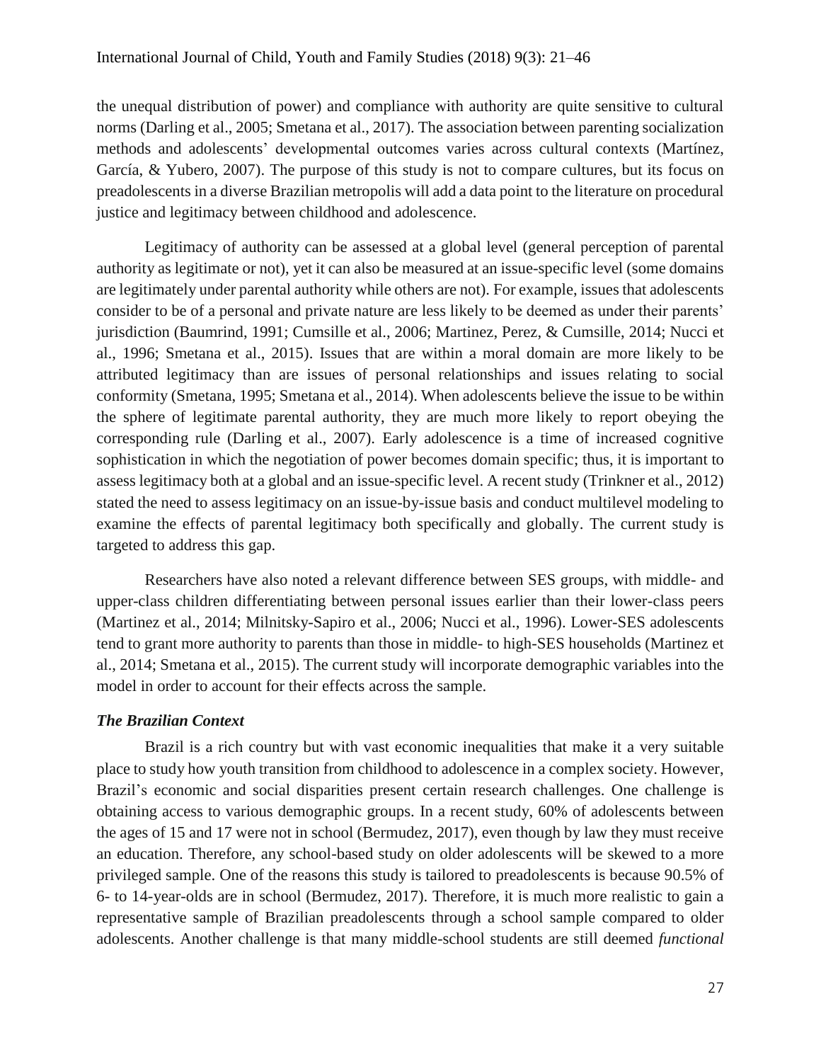the unequal distribution of power) and compliance with authority are quite sensitive to cultural norms (Darling et al., 2005; Smetana et al., 2017). The association between parenting socialization methods and adolescents' developmental outcomes varies across cultural contexts (Martínez, García, & Yubero, 2007). The purpose of this study is not to compare cultures, but its focus on preadolescents in a diverse Brazilian metropolis will add a data point to the literature on procedural justice and legitimacy between childhood and adolescence.

Legitimacy of authority can be assessed at a global level (general perception of parental authority as legitimate or not), yet it can also be measured at an issue-specific level (some domains are legitimately under parental authority while others are not). For example, issues that adolescents consider to be of a personal and private nature are less likely to be deemed as under their parents' jurisdiction (Baumrind, 1991; Cumsille et al., 2006; Martinez, Perez, & Cumsille, 2014; Nucci et al., 1996; Smetana et al., 2015). Issues that are within a moral domain are more likely to be attributed legitimacy than are issues of personal relationships and issues relating to social conformity (Smetana, 1995; Smetana et al., 2014). When adolescents believe the issue to be within the sphere of legitimate parental authority, they are much more likely to report obeying the corresponding rule (Darling et al., 2007). Early adolescence is a time of increased cognitive sophistication in which the negotiation of power becomes domain specific; thus, it is important to assess legitimacy both at a global and an issue-specific level. A recent study (Trinkner et al., 2012) stated the need to assess legitimacy on an issue-by-issue basis and conduct multilevel modeling to examine the effects of parental legitimacy both specifically and globally. The current study is targeted to address this gap.

Researchers have also noted a relevant difference between SES groups, with middle- and upper-class children differentiating between personal issues earlier than their lower-class peers (Martinez et al., 2014; Milnitsky-Sapiro et al., 2006; Nucci et al., 1996). Lower-SES adolescents tend to grant more authority to parents than those in middle- to high-SES households (Martinez et al., 2014; Smetana et al., 2015). The current study will incorporate demographic variables into the model in order to account for their effects across the sample.

### *The Brazilian Context*

Brazil is a rich country but with vast economic inequalities that make it a very suitable place to study how youth transition from childhood to adolescence in a complex society. However, Brazil's economic and social disparities present certain research challenges. One challenge is obtaining access to various demographic groups. In a recent study, 60% of adolescents between the ages of 15 and 17 were not in school (Bermudez, 2017), even though by law they must receive an education. Therefore, any school-based study on older adolescents will be skewed to a more privileged sample. One of the reasons this study is tailored to preadolescents is because 90.5% of 6- to 14-year-olds are in school (Bermudez, 2017). Therefore, it is much more realistic to gain a representative sample of Brazilian preadolescents through a school sample compared to older adolescents. Another challenge is that many middle-school students are still deemed *functional*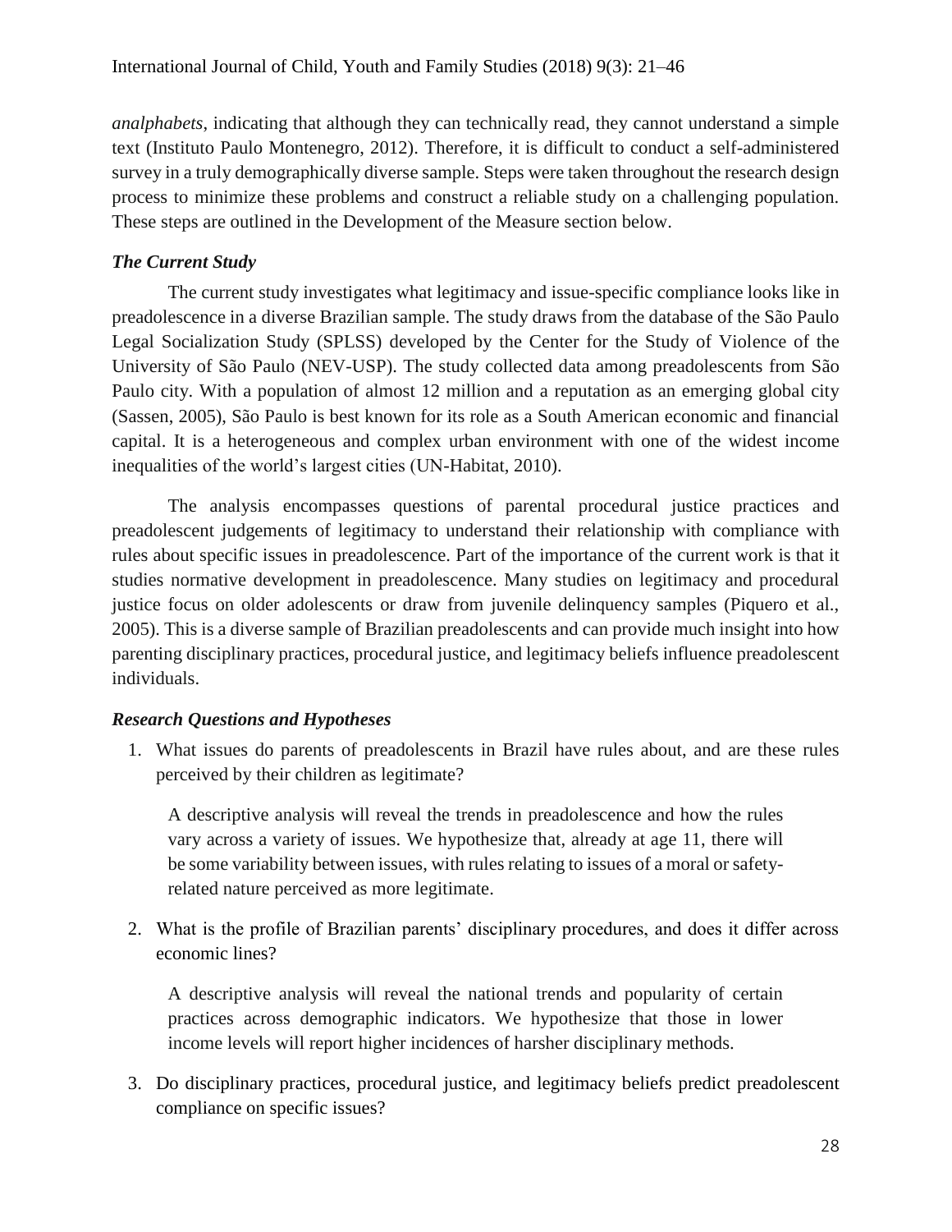*analphabets*, indicating that although they can technically read, they cannot understand a simple text (Instituto Paulo Montenegro, 2012). Therefore, it is difficult to conduct a self-administered survey in a truly demographically diverse sample. Steps were taken throughout the research design process to minimize these problems and construct a reliable study on a challenging population. These steps are outlined in the Development of the Measure section below.

### *The Current Study*

The current study investigates what legitimacy and issue-specific compliance looks like in preadolescence in a diverse Brazilian sample. The study draws from the database of the São Paulo Legal Socialization Study (SPLSS) developed by the Center for the Study of Violence of the University of São Paulo (NEV-USP). The study collected data among preadolescents from São Paulo city. With a population of almost 12 million and a reputation as an emerging global city (Sassen, 2005), São Paulo is best known for its role as a South American economic and financial capital. It is a heterogeneous and complex urban environment with one of the widest income inequalities of the world's largest cities (UN-Habitat, 2010).

The analysis encompasses questions of parental procedural justice practices and preadolescent judgements of legitimacy to understand their relationship with compliance with rules about specific issues in preadolescence. Part of the importance of the current work is that it studies normative development in preadolescence. Many studies on legitimacy and procedural justice focus on older adolescents or draw from juvenile delinquency samples (Piquero et al., 2005). This is a diverse sample of Brazilian preadolescents and can provide much insight into how parenting disciplinary practices, procedural justice, and legitimacy beliefs influence preadolescent individuals.

### *Research Questions and Hypotheses*

1. What issues do parents of preadolescents in Brazil have rules about, and are these rules perceived by their children as legitimate?

   A descriptive analysis will reveal the trends in preadolescence and how the rules vary across a variety of issues. We hypothesize that, already at age 11, there will be some variability between issues, with rules relating to issues of a moral or safety-related nature perceived as more legitimate.

2. What is the profile of Brazilian parents' disciplinary procedures, and does it differ across economic lines?

   A descriptive analysis will reveal the national trends and popularity of certain practices across demographic indicators. We hypothesize that those in lower income levels will report higher incidences of harsher disciplinary methods.

3. Do disciplinary practices, procedural justice, and legitimacy beliefs predict preadolescent compliance on specific issues?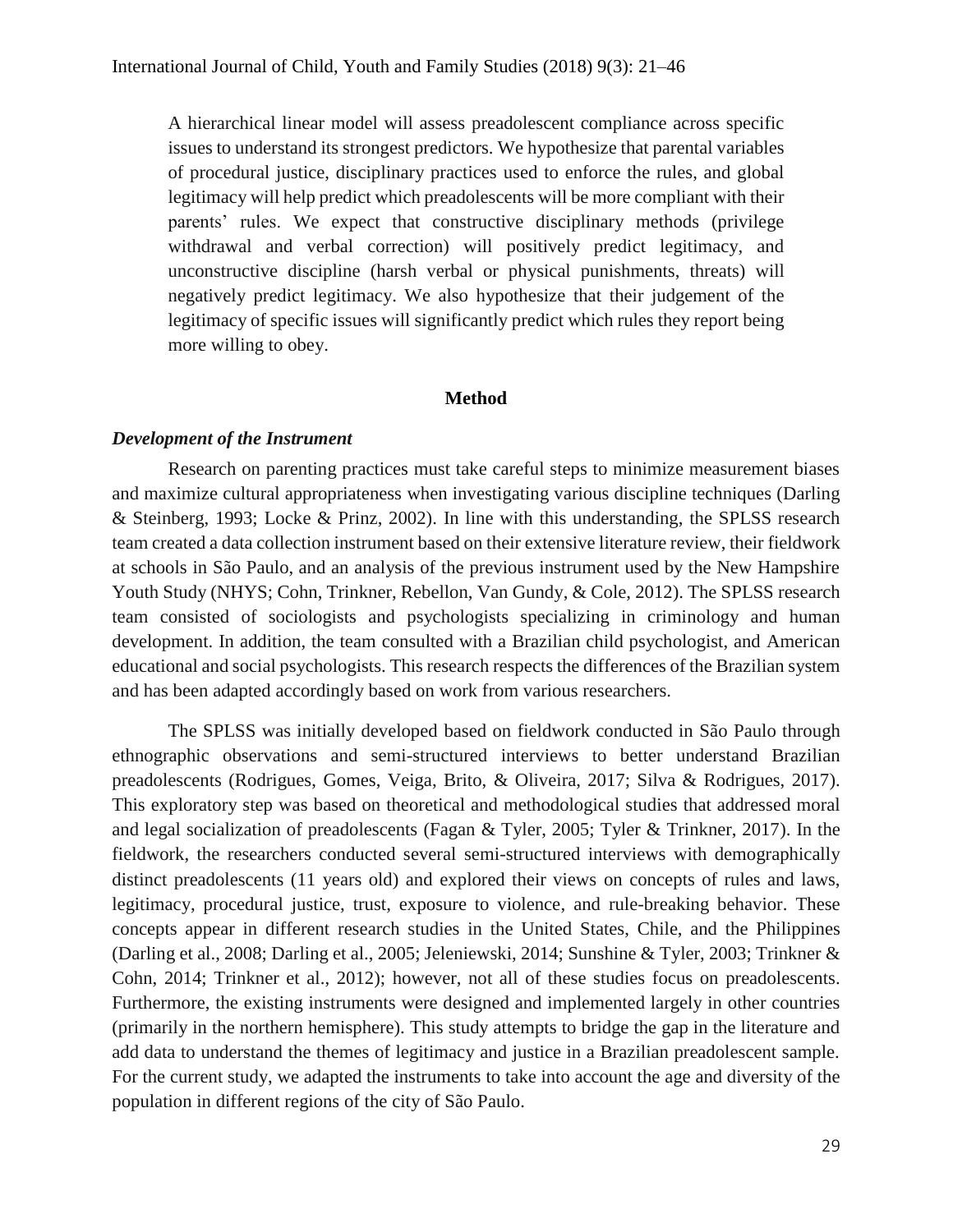A hierarchical linear model will assess preadolescent compliance across specific issues to understand its strongest predictors. We hypothesize that parental variables of procedural justice, disciplinary practices used to enforce the rules, and global legitimacy will help predict which preadolescents will be more compliant with their parents' rules. We expect that constructive disciplinary methods (privilege withdrawal and verbal correction) will positively predict legitimacy, and unconstructive discipline (harsh verbal or physical punishments, threats) will negatively predict legitimacy. We also hypothesize that their judgement of the legitimacy of specific issues will significantly predict which rules they report being more willing to obey.

## Method

### *Development of the Instrument*

Research on parenting practices must take careful steps to minimize measurement biases and maximize cultural appropriateness when investigating various discipline techniques (Darling & Steinberg, 1993; Locke & Prinz, 2002). In line with this understanding, the SPLSS research team created a data collection instrument based on their extensive literature review, their fieldwork at schools in São Paulo, and an analysis of the previous instrument used by the New Hampshire Youth Study (NHYS; Cohn, Trinkner, Rebellon, Van Gundy, & Cole, 2012). The SPLSS research team consisted of sociologists and psychologists specializing in criminology and human development. In addition, the team consulted with a Brazilian child psychologist, and American educational and social psychologists. This research respects the differences of the Brazilian system and has been adapted accordingly based on work from various researchers.

The SPLSS was initially developed based on fieldwork conducted in São Paulo through ethnographic observations and semi-structured interviews to better understand Brazilian preadolescents (Rodrigues, Gomes, Veiga, Brito, & Oliveira, 2017; Silva & Rodrigues, 2017). This exploratory step was based on theoretical and methodological studies that addressed moral and legal socialization of preadolescents (Fagan & Tyler, 2005; Tyler & Trinkner, 2017). In the fieldwork, the researchers conducted several semi-structured interviews with demographically distinct preadolescents (11 years old) and explored their views on concepts of rules and laws, legitimacy, procedural justice, trust, exposure to violence, and rule-breaking behavior. These concepts appear in different research studies in the United States, Chile, and the Philippines (Darling et al., 2008; Darling et al., 2005; Jeleniewski, 2014; Sunshine & Tyler, 2003; Trinkner & Cohn, 2014; Trinkner et al., 2012); however, not all of these studies focus on preadolescents. Furthermore, the existing instruments were designed and implemented largely in other countries (primarily in the northern hemisphere). This study attempts to bridge the gap in the literature and add data to understand the themes of legitimacy and justice in a Brazilian preadolescent sample. For the current study, we adapted the instruments to take into account the age and diversity of the population in different regions of the city of São Paulo.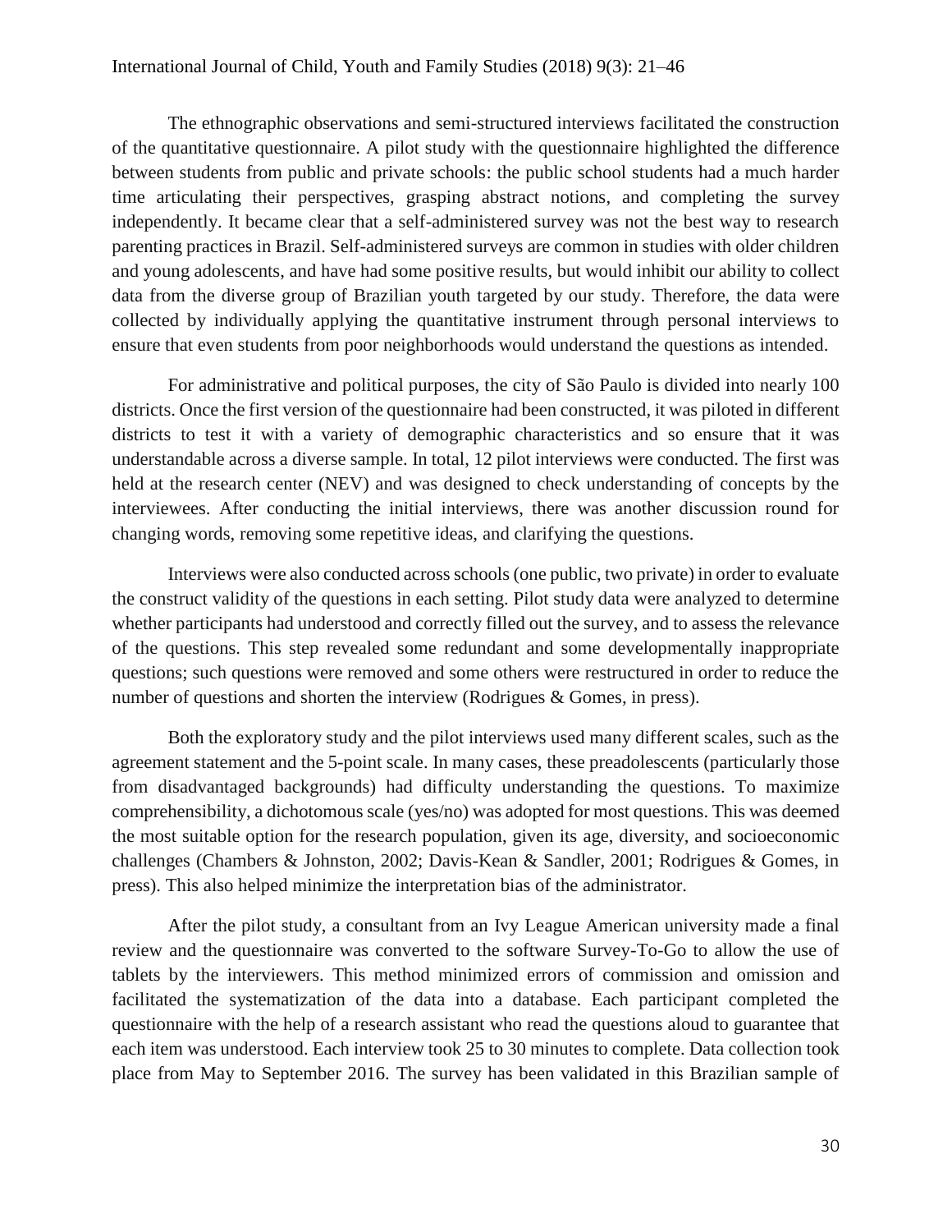The ethnographic observations and semi-structured interviews facilitated the construction of the quantitative questionnaire. A pilot study with the questionnaire highlighted the difference between students from public and private schools: the public school students had a much harder time articulating their perspectives, grasping abstract notions, and completing the survey independently. It became clear that a self-administered survey was not the best way to research parenting practices in Brazil. Self-administered surveys are common in studies with older children and young adolescents, and have had some positive results, but would inhibit our ability to collect data from the diverse group of Brazilian youth targeted by our study. Therefore, the data were collected by individually applying the quantitative instrument through personal interviews to ensure that even students from poor neighborhoods would understand the questions as intended.

For administrative and political purposes, the city of São Paulo is divided into nearly 100 districts. Once the first version of the questionnaire had been constructed, it was piloted in different districts to test it with a variety of demographic characteristics and so ensure that it was understandable across a diverse sample. In total, 12 pilot interviews were conducted. The first was held at the research center (NEV) and was designed to check understanding of concepts by the interviewees. After conducting the initial interviews, there was another discussion round for changing words, removing some repetitive ideas, and clarifying the questions.

Interviews were also conducted across schools (one public, two private) in order to evaluate the construct validity of the questions in each setting. Pilot study data were analyzed to determine whether participants had understood and correctly filled out the survey, and to assess the relevance of the questions. This step revealed some redundant and some developmentally inappropriate questions; such questions were removed and some others were restructured in order to reduce the number of questions and shorten the interview (Rodrigues & Gomes, in press).

Both the exploratory study and the pilot interviews used many different scales, such as the agreement statement and the 5-point scale. In many cases, these preadolescents (particularly those from disadvantaged backgrounds) had difficulty understanding the questions. To maximize comprehensibility, a dichotomous scale (yes/no) was adopted for most questions. This was deemed the most suitable option for the research population, given its age, diversity, and socioeconomic challenges (Chambers & Johnston, 2002; Davis-Kean & Sandler, 2001; Rodrigues & Gomes, in press). This also helped minimize the interpretation bias of the administrator.

After the pilot study, a consultant from an Ivy League American university made a final review and the questionnaire was converted to the software Survey-To-Go to allow the use of tablets by the interviewers. This method minimized errors of commission and omission and facilitated the systematization of the data into a database. Each participant completed the questionnaire with the help of a research assistant who read the questions aloud to guarantee that each item was understood. Each interview took 25 to 30 minutes to complete. Data collection took place from May to September 2016. The survey has been validated in this Brazilian sample of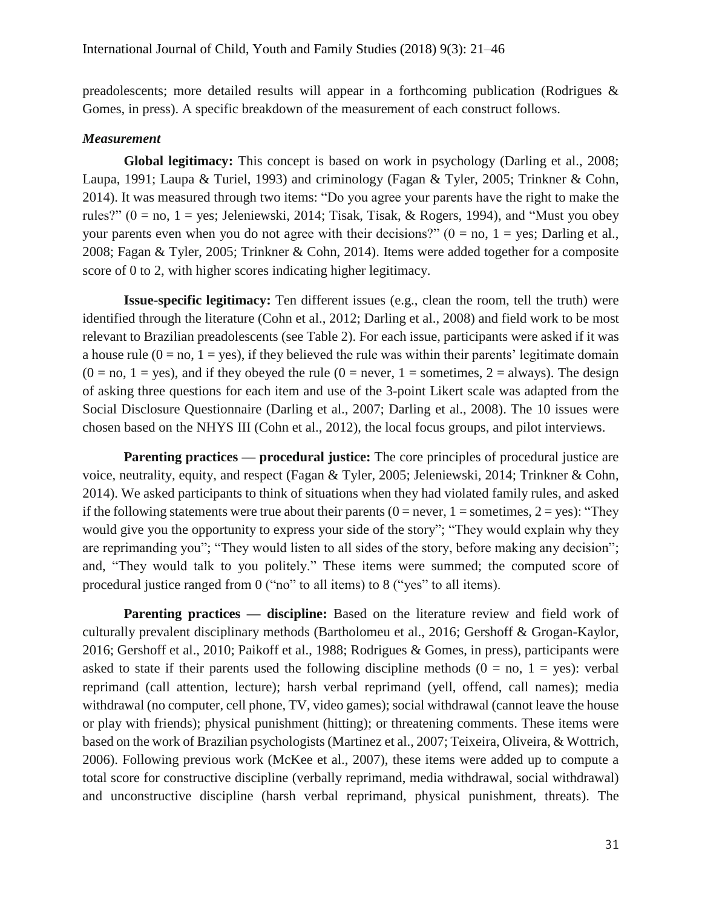preadolescents; more detailed results will appear in a forthcoming publication (Rodrigues & Gomes, in press). A specific breakdown of the measurement of each construct follows.

### *Measurement*

**Global legitimacy:** This concept is based on work in psychology (Darling et al., 2008; Laupa, 1991; Laupa & Turiel, 1993) and criminology (Fagan & Tyler, 2005; Trinkner & Cohn, 2014). It was measured through two items: "Do you agree your parents have the right to make the rules?" (0 = no, 1 = yes; Jeleniewski, 2014; Tisak, Tisak, & Rogers, 1994), and "Must you obey your parents even when you do not agree with their decisions?" (0 = no, 1 = yes; Darling et al., 2008; Fagan & Tyler, 2005; Trinkner & Cohn, 2014). Items were added together for a composite score of 0 to 2, with higher scores indicating higher legitimacy.

**Issue-specific legitimacy:** Ten different issues (e.g., clean the room, tell the truth) were identified through the literature (Cohn et al., 2012; Darling et al., 2008) and field work to be most relevant to Brazilian preadolescents (see Table 2). For each issue, participants were asked if it was a house rule (0 = no, 1 = yes), if they believed the rule was within their parents' legitimate domain (0 = no, 1 = yes), and if they obeyed the rule (0 = never, 1 = sometimes, 2 = always). The design of asking three questions for each item and use of the 3-point Likert scale was adapted from the Social Disclosure Questionnaire (Darling et al., 2007; Darling et al., 2008). The 10 issues were chosen based on the NHYS III (Cohn et al., 2012), the local focus groups, and pilot interviews.

**Parenting practices — procedural justice:** The core principles of procedural justice are voice, neutrality, equity, and respect (Fagan & Tyler, 2005; Jeleniewski, 2014; Trinkner & Cohn, 2014). We asked participants to think of situations when they had violated family rules, and asked if the following statements were true about their parents (0 = never, 1 = sometimes, 2 = yes): "They would give you the opportunity to express your side of the story"; "They would explain why they are reprimanding you"; "They would listen to all sides of the story, before making any decision"; and, "They would talk to you politely." These items were summed; the computed score of procedural justice ranged from 0 ("no" to all items) to 8 ("yes" to all items).

**Parenting practices — discipline:** Based on the literature review and field work of culturally prevalent disciplinary methods (Bartholomeu et al., 2016; Gershoff & Grogan-Kaylor, 2016; Gershoff et al., 2010; Paikoff et al., 1988; Rodrigues & Gomes, in press), participants were asked to state if their parents used the following discipline methods (0 = no, 1 = yes): verbal reprimand (call attention, lecture); harsh verbal reprimand (yell, offend, call names); media withdrawal (no computer, cell phone, TV, video games); social withdrawal (cannot leave the house or play with friends); physical punishment (hitting); or threatening comments. These items were based on the work of Brazilian psychologists (Martinez et al., 2007; Teixeira, Oliveira, & Wottrich, 2006). Following previous work (McKee et al., 2007), these items were added up to compute a total score for constructive discipline (verbally reprimand, media withdrawal, social withdrawal) and unconstructive discipline (harsh verbal reprimand, physical punishment, threats). The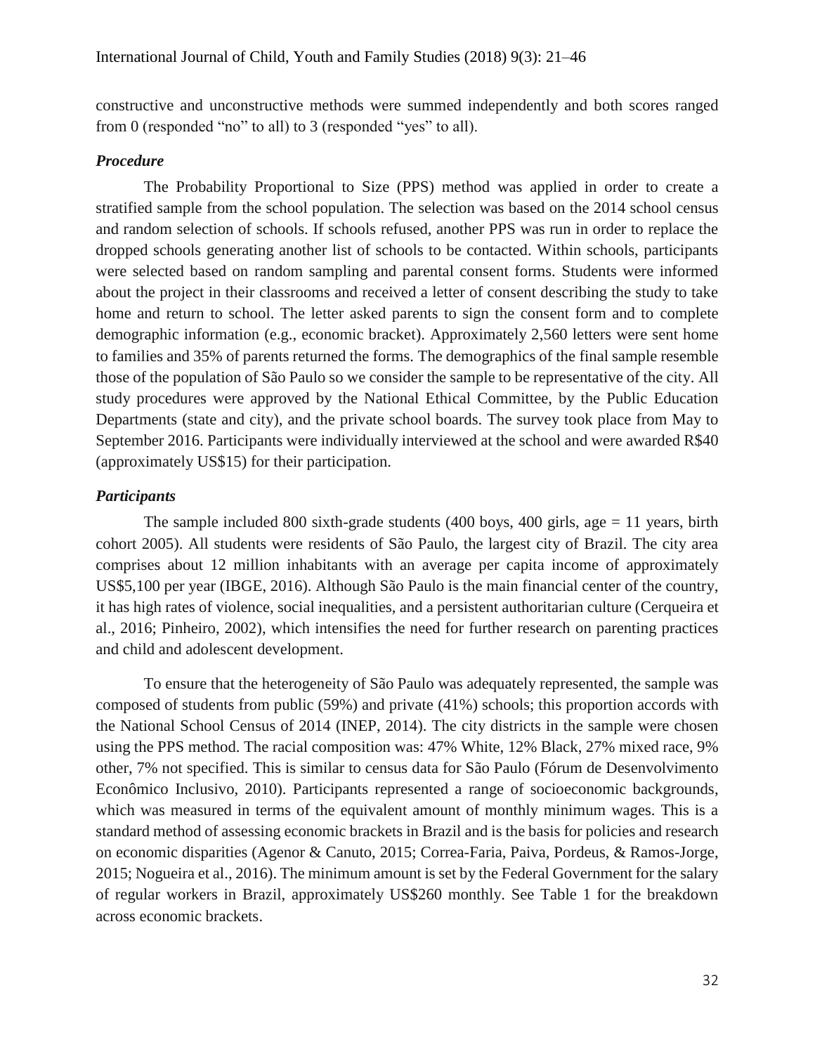constructive and unconstructive methods were summed independently and both scores ranged from 0 (responded "no" to all) to 3 (responded "yes" to all).

### *Procedure*

The Probability Proportional to Size (PPS) method was applied in order to create a stratified sample from the school population. The selection was based on the 2014 school census and random selection of schools. If schools refused, another PPS was run in order to replace the dropped schools generating another list of schools to be contacted. Within schools, participants were selected based on random sampling and parental consent forms. Students were informed about the project in their classrooms and received a letter of consent describing the study to take home and return to school. The letter asked parents to sign the consent form and to complete demographic information (e.g., economic bracket). Approximately 2,560 letters were sent home to families and 35% of parents returned the forms. The demographics of the final sample resemble those of the population of São Paulo so we consider the sample to be representative of the city. All study procedures were approved by the National Ethical Committee, by the Public Education Departments (state and city), and the private school boards. The survey took place from May to September 2016. Participants were individually interviewed at the school and were awarded R$40 (approximately US$15) for their participation.

### *Participants*

The sample included 800 sixth-grade students (400 boys, 400 girls, age = 11 years, birth cohort 2005). All students were residents of São Paulo, the largest city of Brazil. The city area comprises about 12 million inhabitants with an average per capita income of approximately US$5,100 per year (IBGE, 2016). Although São Paulo is the main financial center of the country, it has high rates of violence, social inequalities, and a persistent authoritarian culture (Cerqueira et al., 2016; Pinheiro, 2002), which intensifies the need for further research on parenting practices and child and adolescent development.

To ensure that the heterogeneity of São Paulo was adequately represented, the sample was composed of students from public (59%) and private (41%) schools; this proportion accords with the National School Census of 2014 (INEP, 2014). The city districts in the sample were chosen using the PPS method. The racial composition was: 47% White, 12% Black, 27% mixed race, 9% other, 7% not specified. This is similar to census data for São Paulo (Fórum de Desenvolvimento Econômico Inclusivo, 2010). Participants represented a range of socioeconomic backgrounds, which was measured in terms of the equivalent amount of monthly minimum wages. This is a standard method of assessing economic brackets in Brazil and is the basis for policies and research on economic disparities (Agenor & Canuto, 2015; Correa-Faria, Paiva, Pordeus, & Ramos-Jorge, 2015; Nogueira et al., 2016). The minimum amount is set by the Federal Government for the salary of regular workers in Brazil, approximately US$260 monthly. See Table 1 for the breakdown across economic brackets.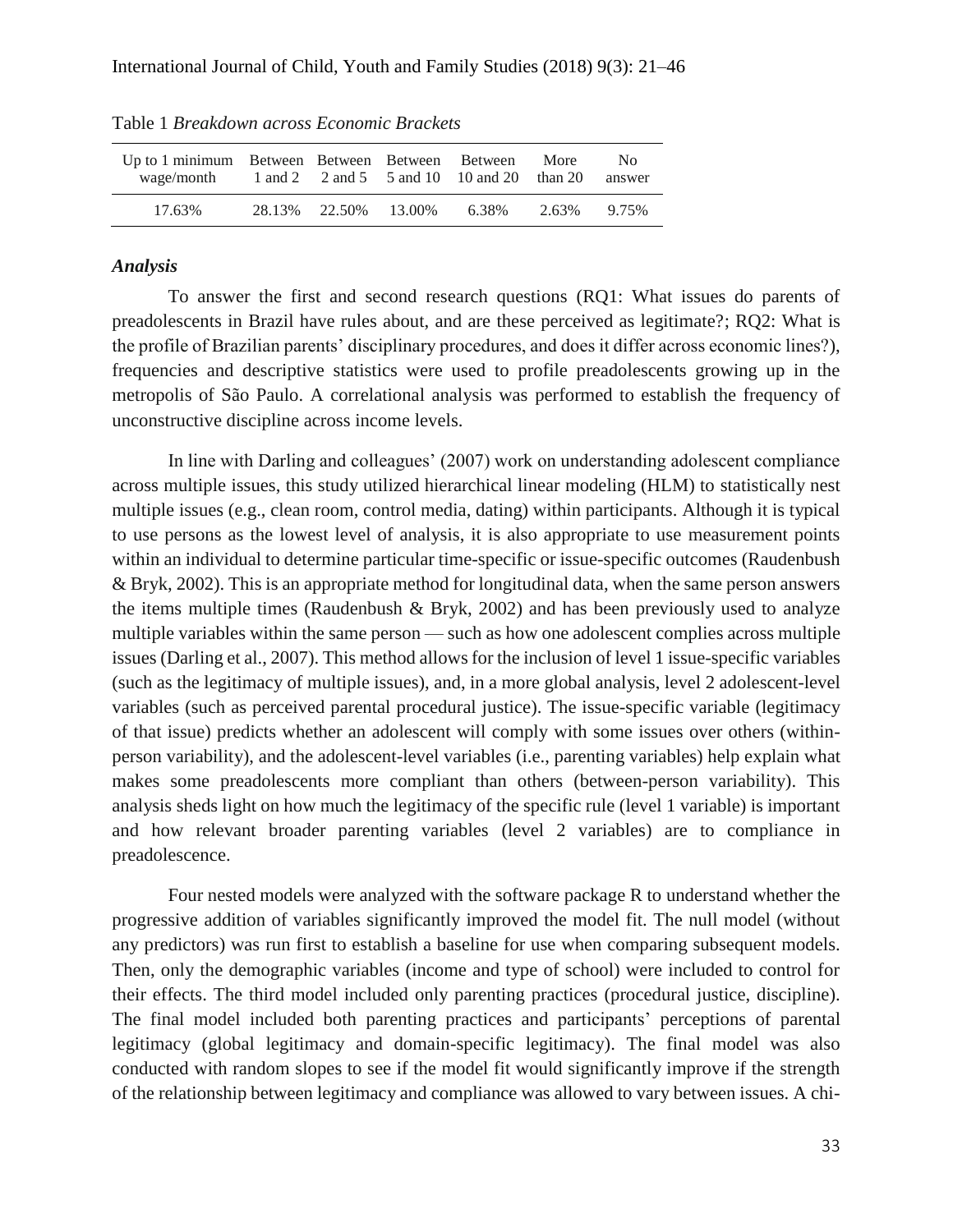Table 1 *Breakdown across Economic Brackets*

| Up to 1 minimum wage/month | Between 1 and 2 | Between 2 and 5 | Between 5 and 10 | Between 10 and 20 | More than 20 | No answer |
|---|---|---|---|---|---|---|
| 17.63% | 28.13% | 22.50% | 13.00% | 6.38% | 2.63% | 9.75% |

### *Analysis*

To answer the first and second research questions (RQ1: What issues do parents of preadolescents in Brazil have rules about, and are these perceived as legitimate?; RQ2: What is the profile of Brazilian parents' disciplinary procedures, and does it differ across economic lines?), frequencies and descriptive statistics were used to profile preadolescents growing up in the metropolis of São Paulo. A correlational analysis was performed to establish the frequency of unconstructive discipline across income levels.

In line with Darling and colleagues' (2007) work on understanding adolescent compliance across multiple issues, this study utilized hierarchical linear modeling (HLM) to statistically nest multiple issues (e.g., clean room, control media, dating) within participants. Although it is typical to use persons as the lowest level of analysis, it is also appropriate to use measurement points within an individual to determine particular time-specific or issue-specific outcomes (Raudenbush & Bryk, 2002). This is an appropriate method for longitudinal data, when the same person answers the items multiple times (Raudenbush & Bryk, 2002) and has been previously used to analyze multiple variables within the same person — such as how one adolescent complies across multiple issues (Darling et al., 2007). This method allows for the inclusion of level 1 issue-specific variables (such as the legitimacy of multiple issues), and, in a more global analysis, level 2 adolescent-level variables (such as perceived parental procedural justice). The issue-specific variable (legitimacy of that issue) predicts whether an adolescent will comply with some issues over others (within-person variability), and the adolescent-level variables (i.e., parenting variables) help explain what makes some preadolescents more compliant than others (between-person variability). This analysis sheds light on how much the legitimacy of the specific rule (level 1 variable) is important and how relevant broader parenting variables (level 2 variables) are to compliance in preadolescence.

Four nested models were analyzed with the software package R to understand whether the progressive addition of variables significantly improved the model fit. The null model (without any predictors) was run first to establish a baseline for use when comparing subsequent models. Then, only the demographic variables (income and type of school) were included to control for their effects. The third model included only parenting practices (procedural justice, discipline). The final model included both parenting practices and participants' perceptions of parental legitimacy (global legitimacy and domain-specific legitimacy). The final model was also conducted with random slopes to see if the model fit would significantly improve if the strength of the relationship between legitimacy and compliance was allowed to vary between issues. A chi-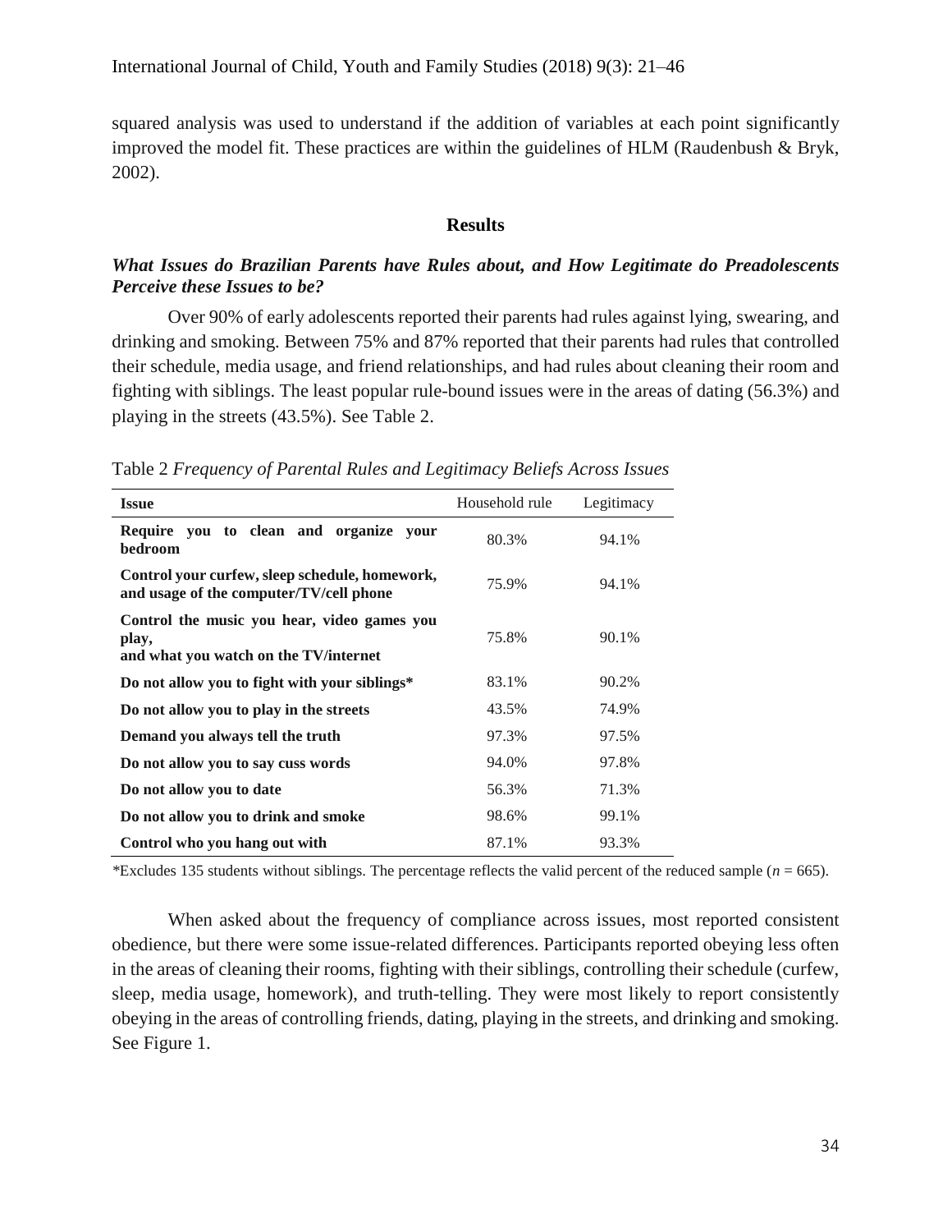squared analysis was used to understand if the addition of variables at each point significantly improved the model fit. These practices are within the guidelines of HLM (Raudenbush & Bryk, 2002).

## Results

### *What Issues do Brazilian Parents have Rules about, and How Legitimate do Preadolescents Perceive these Issues to be?*

Over 90% of early adolescents reported their parents had rules against lying, swearing, and drinking and smoking. Between 75% and 87% reported that their parents had rules that controlled their schedule, media usage, and friend relationships, and had rules about cleaning their room and fighting with siblings. The least popular rule-bound issues were in the areas of dating (56.3%) and playing in the streets (43.5%). See Table 2.

Table 2 *Frequency of Parental Rules and Legitimacy Beliefs Across Issues*

| Issue | Household rule | Legitimacy |
|---|---|---|
| **Require you to clean and organize your bedroom** | 80.3% | 94.1% |
| **Control your curfew, sleep schedule, homework, and usage of the computer/TV/cell phone** | 75.9% | 94.1% |
| **Control the music you hear, video games you play, and what you watch on the TV/internet** | 75.8% | 90.1% |
| **Do not allow you to fight with your siblings*** | 83.1% | 90.2% |
| **Do not allow you to play in the streets** | 43.5% | 74.9% |
| **Demand you always tell the truth** | 97.3% | 97.5% |
| **Do not allow you to say cuss words** | 94.0% | 97.8% |
| **Do not allow you to date** | 56.3% | 71.3% |
| **Do not allow you to drink and smoke** | 98.6% | 99.1% |
| **Control who you hang out with** | 87.1% | 93.3% |

*Excludes 135 students without siblings. The percentage reflects the valid percent of the reduced sample ($n$ = 665).

When asked about the frequency of compliance across issues, most reported consistent obedience, but there were some issue-related differences. Participants reported obeying less often in the areas of cleaning their rooms, fighting with their siblings, controlling their schedule (curfew, sleep, media usage, homework), and truth-telling. They were most likely to report consistently obeying in the areas of controlling friends, dating, playing in the streets, and drinking and smoking. See Figure 1.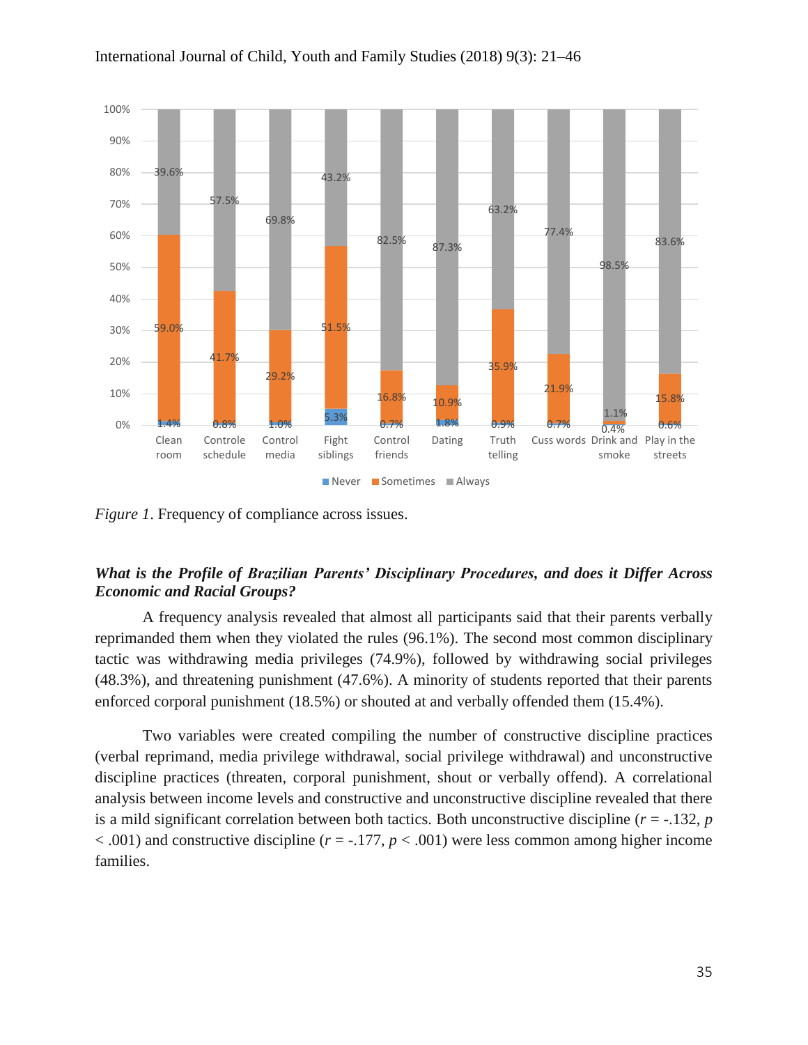*Figure 1*. Frequency of compliance across issues.

### ***What is the Profile of Brazilian Parents' Disciplinary Procedures, and does it Differ Across Economic and Racial Groups?***

A frequency analysis revealed that almost all participants said that their parents verbally reprimanded them when they violated the rules (96.1%). The second most common disciplinary tactic was withdrawing media privileges (74.9%), followed by withdrawing social privileges (48.3%), and threatening punishment (47.6%). A minority of students reported that their parents enforced corporal punishment (18.5%) or shouted at and verbally offended them (15.4%).

Two variables were created compiling the number of constructive discipline practices (verbal reprimand, media privilege withdrawal, social privilege withdrawal) and unconstructive discipline practices (threaten, corporal punishment, shout or verbally offend). A correlational analysis between income levels and constructive and unconstructive discipline revealed that there is a mild significant correlation between both tactics. Both unconstructive discipline ($r = -.132$, $p < .001$) and constructive discipline ($r = -.177$, $p < .001$) were less common among higher income families.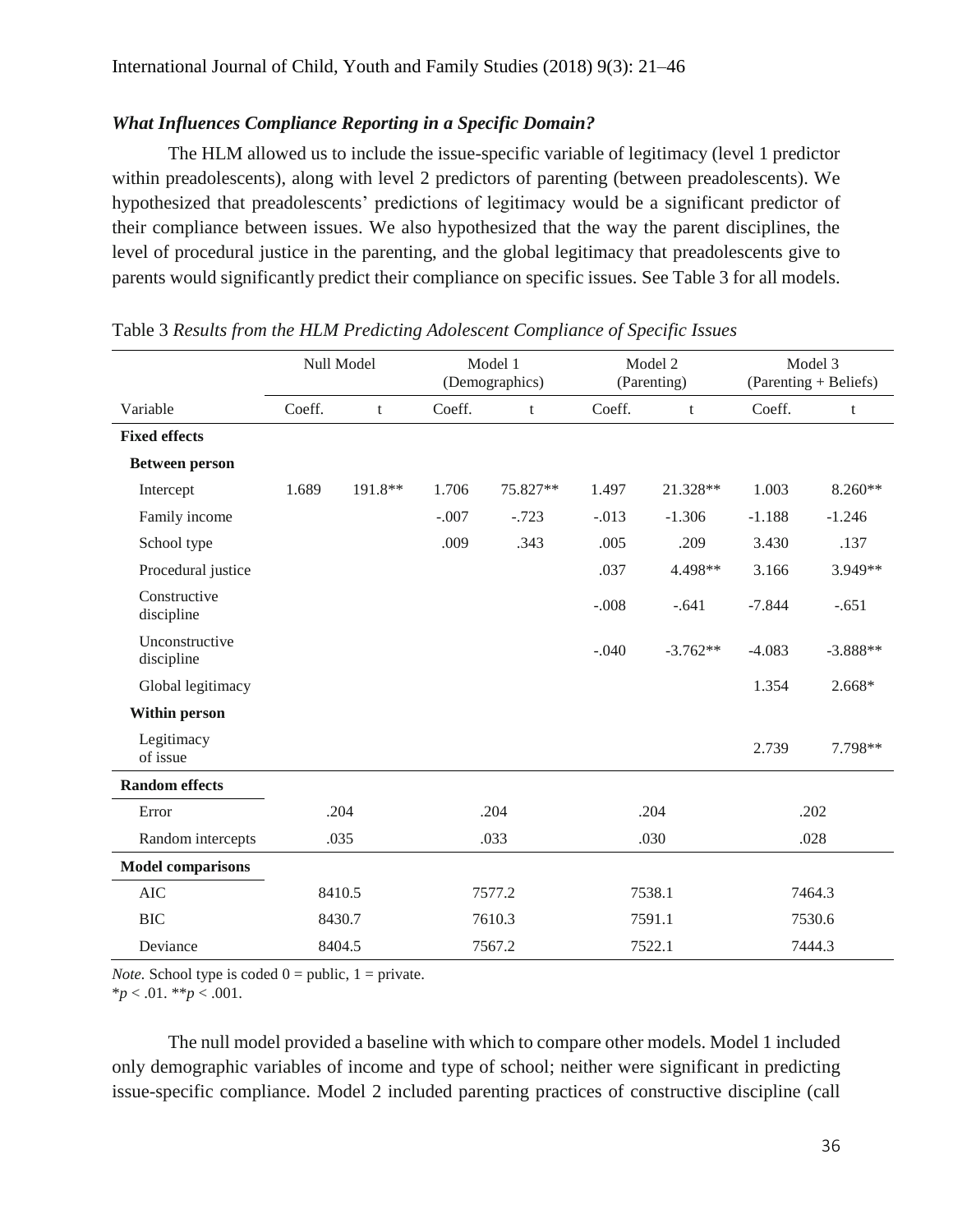### *What Influences Compliance Reporting in a Specific Domain?*

The HLM allowed us to include the issue-specific variable of legitimacy (level 1 predictor within preadolescents), along with level 2 predictors of parenting (between preadolescents). We hypothesized that preadolescents' predictions of legitimacy would be a significant predictor of their compliance between issues. We also hypothesized that the way the parent disciplines, the level of procedural justice in the parenting, and the global legitimacy that preadolescents give to parents would significantly predict their compliance on specific issues. See Table 3 for all models.

Table 3 *Results from the HLM Predicting Adolescent Compliance of Specific Issues*

| | Null Model | | Model 1 (Demographics) | | Model 2 (Parenting) | | Model 3 (Parenting + Beliefs) | |
|---|---|---|---|---|---|---|---|---|
| Variable | Coeff. | t | Coeff. | t | Coeff. | t | Coeff. | t |
| **Fixed effects** | | | | | | | | |
| **Between person** | | | | | | | | |
| Intercept | 1.689 | 191.8** | 1.706 | 75.827** | 1.497 | 21.328** | 1.003 | 8.260** |
| Family income | | | -.007 | -.723 | -.013 | -1.306 | -1.188 | -1.246 |
| School type | | | .009 | .343 | .005 | .209 | 3.430 | .137 |
| Procedural justice | | | | | .037 | 4.498** | 3.166 | 3.949** |
| Constructive discipline | | | | | -.008 | -.641 | -7.844 | -.651 |
| Unconstructive discipline | | | | | -.040 | -3.762** | -4.083 | -3.888** |
| Global legitimacy | | | | | | | 1.354 | 2.668* |
| **Within person** | | | | | | | | |
| Legitimacy of issue | | | | | | | 2.739 | 7.798** |
| **Random effects** | | | | | | | | |
| Error | .204 | | .204 | | .204 | | .202 | |
| Random intercepts | .035 | | .033 | | .030 | | .028 | |
| **Model comparisons** | | | | | | | | |
| AIC | 8410.5 | | 7577.2 | | 7538.1 | | 7464.3 | |
| BIC | 8430.7 | | 7610.3 | | 7591.1 | | 7530.6 | |
| Deviance | 8404.5 | | 7567.2 | | 7522.1 | | 7444.3 | |

*Note.* School type is coded 0 = public, 1 = private.
$*p < .01$. $**p < .001$.

The null model provided a baseline with which to compare other models. Model 1 included only demographic variables of income and type of school; neither were significant in predicting issue-specific compliance. Model 2 included parenting practices of constructive discipline (call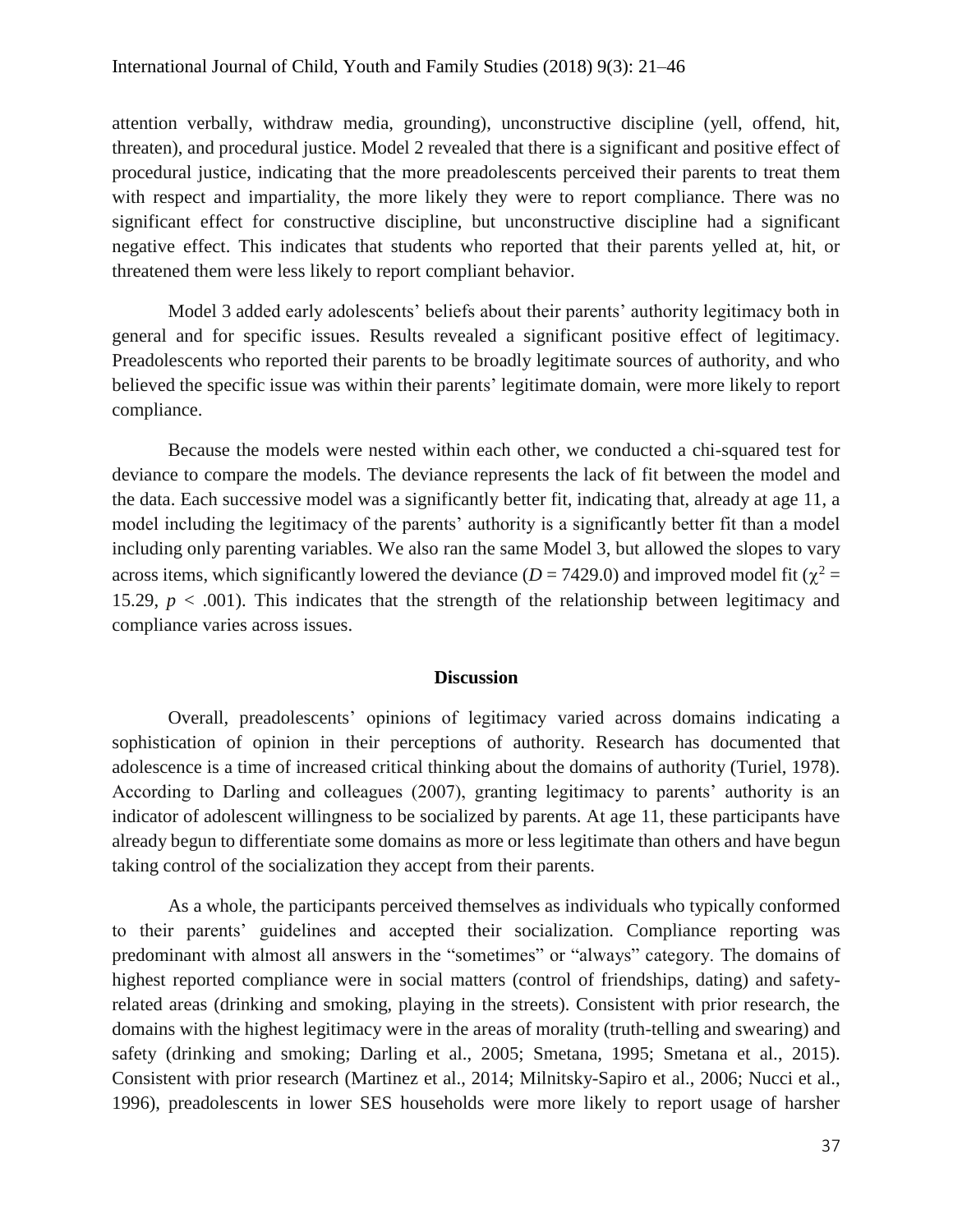attention verbally, withdraw media, grounding), unconstructive discipline (yell, offend, hit, threaten), and procedural justice. Model 2 revealed that there is a significant and positive effect of procedural justice, indicating that the more preadolescents perceived their parents to treat them with respect and impartiality, the more likely they were to report compliance. There was no significant effect for constructive discipline, but unconstructive discipline had a significant negative effect. This indicates that students who reported that their parents yelled at, hit, or threatened them were less likely to report compliant behavior.

Model 3 added early adolescents' beliefs about their parents' authority legitimacy both in general and for specific issues. Results revealed a significant positive effect of legitimacy. Preadolescents who reported their parents to be broadly legitimate sources of authority, and who believed the specific issue was within their parents' legitimate domain, were more likely to report compliance.

Because the models were nested within each other, we conducted a chi-squared test for deviance to compare the models. The deviance represents the lack of fit between the model and the data. Each successive model was a significantly better fit, indicating that, already at age 11, a model including the legitimacy of the parents' authority is a significantly better fit than a model including only parenting variables. We also ran the same Model 3, but allowed the slopes to vary across items, which significantly lowered the deviance ($D = 7429.0$) and improved model fit ($\chi^2 = 15.29$, $p < .001$). This indicates that the strength of the relationship between legitimacy and compliance varies across issues.

## Discussion

Overall, preadolescents' opinions of legitimacy varied across domains indicating a sophistication of opinion in their perceptions of authority. Research has documented that adolescence is a time of increased critical thinking about the domains of authority (Turiel, 1978). According to Darling and colleagues (2007), granting legitimacy to parents' authority is an indicator of adolescent willingness to be socialized by parents. At age 11, these participants have already begun to differentiate some domains as more or less legitimate than others and have begun taking control of the socialization they accept from their parents.

As a whole, the participants perceived themselves as individuals who typically conformed to their parents' guidelines and accepted their socialization. Compliance reporting was predominant with almost all answers in the "sometimes" or "always" category. The domains of highest reported compliance were in social matters (control of friendships, dating) and safety-related areas (drinking and smoking, playing in the streets). Consistent with prior research, the domains with the highest legitimacy were in the areas of morality (truth-telling and swearing) and safety (drinking and smoking; Darling et al., 2005; Smetana, 1995; Smetana et al., 2015). Consistent with prior research (Martinez et al., 2014; Milnitsky-Sapiro et al., 2006; Nucci et al., 1996), preadolescents in lower SES households were more likely to report usage of harsher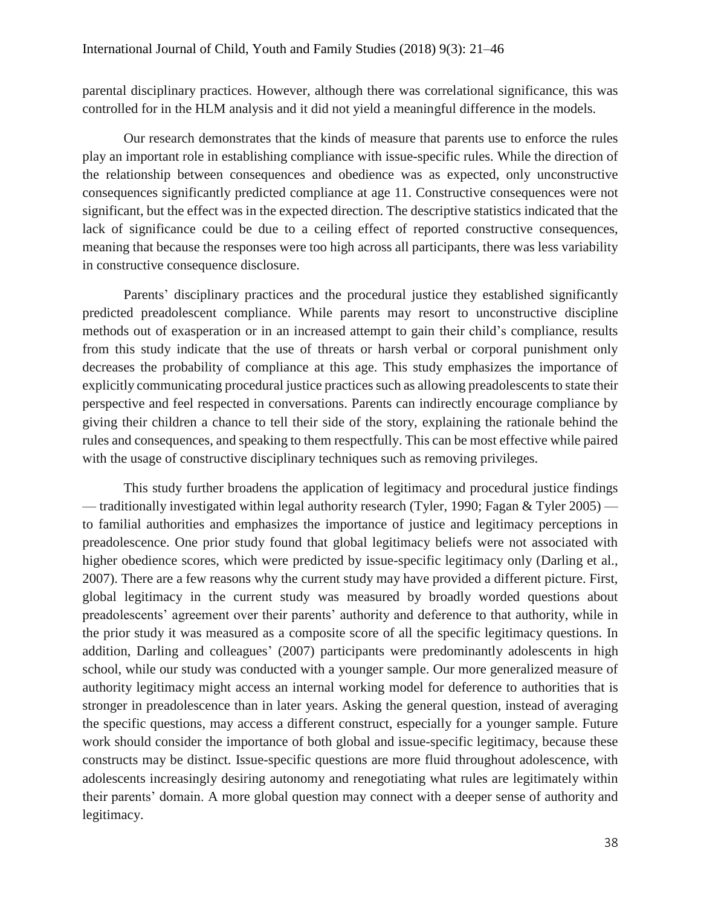parental disciplinary practices. However, although there was correlational significance, this was controlled for in the HLM analysis and it did not yield a meaningful difference in the models.

Our research demonstrates that the kinds of measure that parents use to enforce the rules play an important role in establishing compliance with issue-specific rules. While the direction of the relationship between consequences and obedience was as expected, only unconstructive consequences significantly predicted compliance at age 11. Constructive consequences were not significant, but the effect was in the expected direction. The descriptive statistics indicated that the lack of significance could be due to a ceiling effect of reported constructive consequences, meaning that because the responses were too high across all participants, there was less variability in constructive consequence disclosure.

Parents' disciplinary practices and the procedural justice they established significantly predicted preadolescent compliance. While parents may resort to unconstructive discipline methods out of exasperation or in an increased attempt to gain their child's compliance, results from this study indicate that the use of threats or harsh verbal or corporal punishment only decreases the probability of compliance at this age. This study emphasizes the importance of explicitly communicating procedural justice practices such as allowing preadolescents to state their perspective and feel respected in conversations. Parents can indirectly encourage compliance by giving their children a chance to tell their side of the story, explaining the rationale behind the rules and consequences, and speaking to them respectfully. This can be most effective while paired with the usage of constructive disciplinary techniques such as removing privileges.

This study further broadens the application of legitimacy and procedural justice findings — traditionally investigated within legal authority research (Tyler, 1990; Fagan & Tyler 2005) — to familial authorities and emphasizes the importance of justice and legitimacy perceptions in preadolescence. One prior study found that global legitimacy beliefs were not associated with higher obedience scores, which were predicted by issue-specific legitimacy only (Darling et al., 2007). There are a few reasons why the current study may have provided a different picture. First, global legitimacy in the current study was measured by broadly worded questions about preadolescents' agreement over their parents' authority and deference to that authority, while in the prior study it was measured as a composite score of all the specific legitimacy questions. In addition, Darling and colleagues' (2007) participants were predominantly adolescents in high school, while our study was conducted with a younger sample. Our more generalized measure of authority legitimacy might access an internal working model for deference to authorities that is stronger in preadolescence than in later years. Asking the general question, instead of averaging the specific questions, may access a different construct, especially for a younger sample. Future work should consider the importance of both global and issue-specific legitimacy, because these constructs may be distinct. Issue-specific questions are more fluid throughout adolescence, with adolescents increasingly desiring autonomy and renegotiating what rules are legitimately within their parents' domain. A more global question may connect with a deeper sense of authority and legitimacy.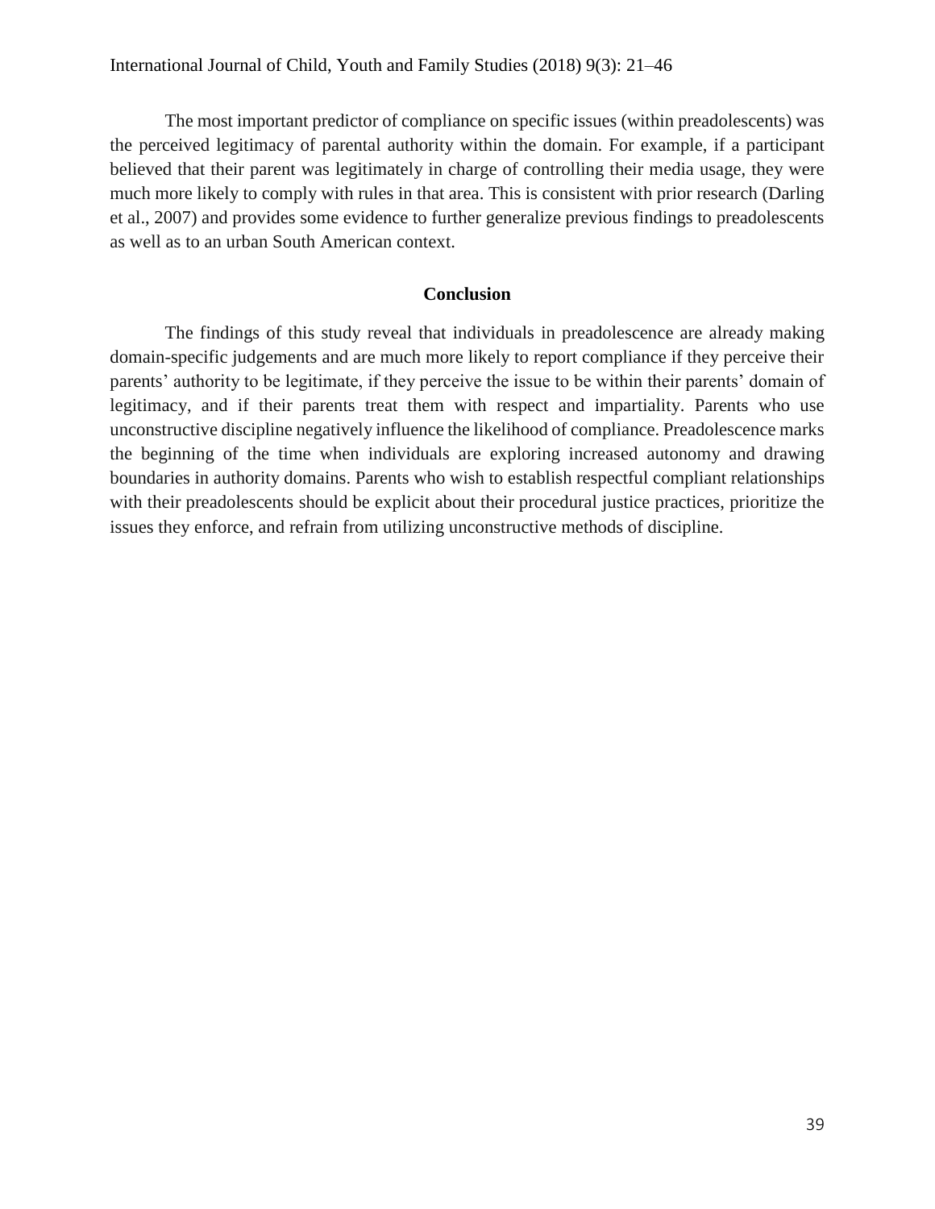The most important predictor of compliance on specific issues (within preadolescents) was the perceived legitimacy of parental authority within the domain. For example, if a participant believed that their parent was legitimately in charge of controlling their media usage, they were much more likely to comply with rules in that area. This is consistent with prior research (Darling et al., 2007) and provides some evidence to further generalize previous findings to preadolescents as well as to an urban South American context.

## Conclusion

The findings of this study reveal that individuals in preadolescence are already making domain-specific judgements and are much more likely to report compliance if they perceive their parents' authority to be legitimate, if they perceive the issue to be within their parents' domain of legitimacy, and if their parents treat them with respect and impartiality. Parents who use unconstructive discipline negatively influence the likelihood of compliance. Preadolescence marks the beginning of the time when individuals are exploring increased autonomy and drawing boundaries in authority domains. Parents who wish to establish respectful compliant relationships with their preadolescents should be explicit about their procedural justice practices, prioritize the issues they enforce, and refrain from utilizing unconstructive methods of discipline.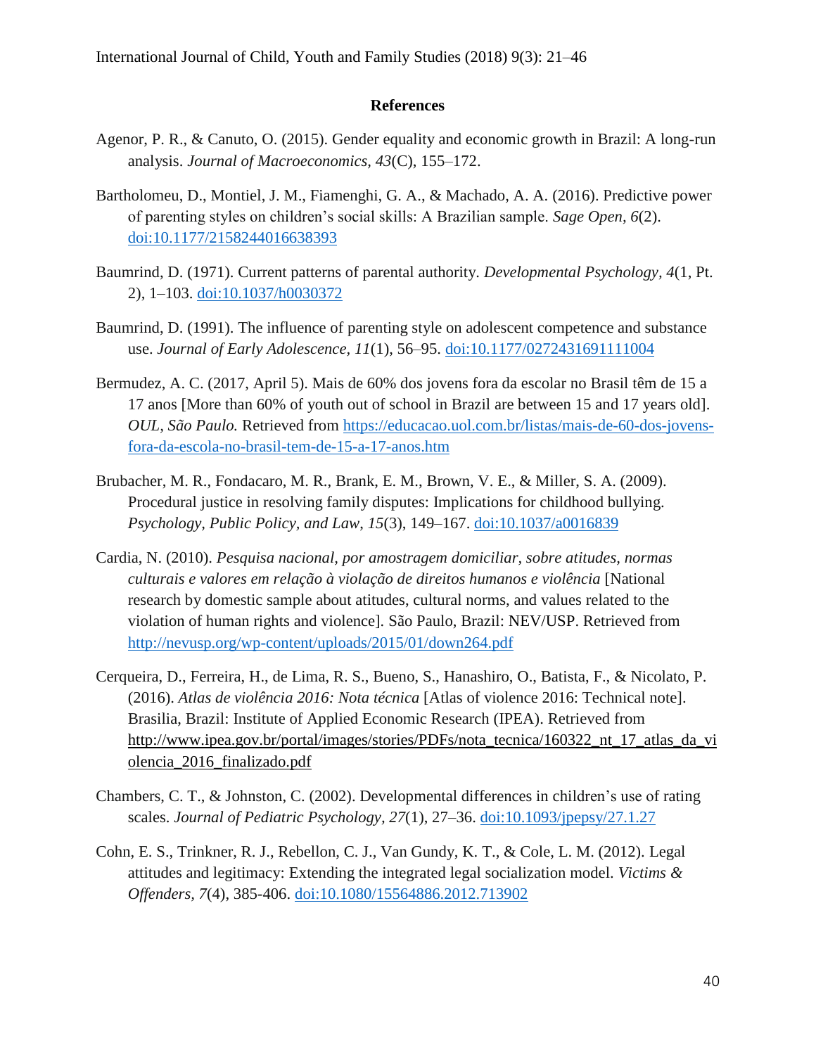## References

Agenor, P. R., & Canuto, O. (2015). Gender equality and economic growth in Brazil: A long-run analysis. *Journal of Macroeconomics*, *43*(C), 155–172.

Bartholomeu, D., Montiel, J. M., Fiamenghi, G. A., & Machado, A. A. (2016). Predictive power of parenting styles on children's social skills: A Brazilian sample. *Sage Open*, *6*(2). doi:10.1177/2158244016638393

Baumrind, D. (1971). Current patterns of parental authority. *Developmental Psychology*, *4*(1, Pt. 2), 1–103. doi:10.1037/h0030372

Baumrind, D. (1991). The influence of parenting style on adolescent competence and substance use. *Journal of Early Adolescence*, *11*(1), 56–95. doi:10.1177/0272431691111004

Bermudez, A. C. (2017, April 5). Mais de 60% dos jovens fora da escolar no Brasil têm de 15 a 17 anos [More than 60% of youth out of school in Brazil are between 15 and 17 years old]. *OUL, São Paulo.* Retrieved from https://educacao.uol.com.br/listas/mais-de-60-dos-jovens-fora-da-escola-no-brasil-tem-de-15-a-17-anos.htm

Brubacher, M. R., Fondacaro, M. R., Brank, E. M., Brown, V. E., & Miller, S. A. (2009). Procedural justice in resolving family disputes: Implications for childhood bullying. *Psychology, Public Policy, and Law*, *15*(3), 149–167. doi:10.1037/a0016839

Cardia, N. (2010). *Pesquisa nacional, por amostragem domiciliar, sobre atitudes, normas culturais e valores em relação à violação de direitos humanos e violência* [National research by domestic sample about atitudes, cultural norms, and values related to the violation of human rights and violence]. São Paulo, Brazil: NEV/USP. Retrieved from http://nevusp.org/wp-content/uploads/2015/01/down264.pdf

Cerqueira, D., Ferreira, H., de Lima, R. S., Bueno, S., Hanashiro, O., Batista, F., & Nicolato, P. (2016). *Atlas de violência 2016: Nota técnica* [Atlas of violence 2016: Technical note]. Brasilia, Brazil: Institute of Applied Economic Research (IPEA). Retrieved from http://www.ipea.gov.br/portal/images/stories/PDFs/nota_tecnica/160322_nt_17_atlas_da_violencia_2016_finalizado.pdf

Chambers, C. T., & Johnston, C. (2002). Developmental differences in children's use of rating scales. *Journal of Pediatric Psychology, 27*(1), 27–36. doi:10.1093/jpepsy/27.1.27

Cohn, E. S., Trinkner, R. J., Rebellon, C. J., Van Gundy, K. T., & Cole, L. M. (2012). Legal attitudes and legitimacy: Extending the integrated legal socialization model. *Victims & Offenders*, *7*(4), 385-406. doi:10.1080/15564886.2012.713902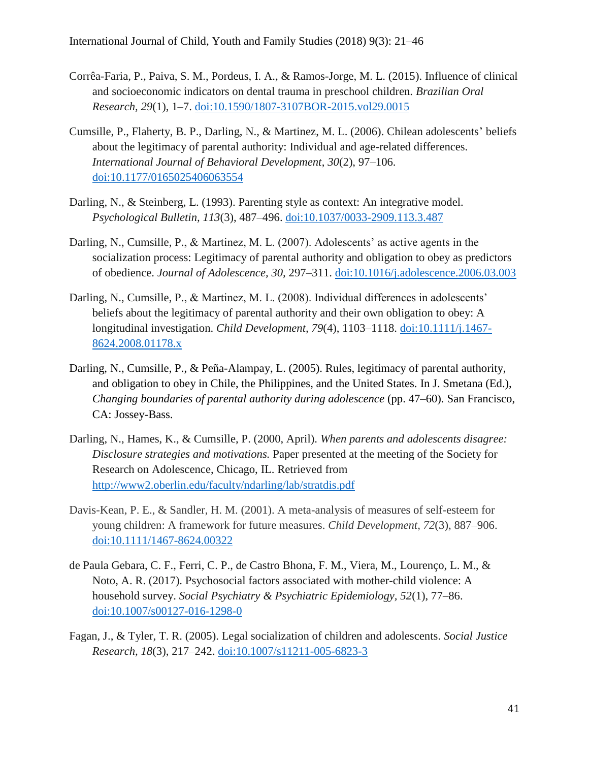Corrêa-Faria, P., Paiva, S. M., Pordeus, I. A., & Ramos-Jorge, M. L. (2015). Influence of clinical and socioeconomic indicators on dental trauma in preschool children. *Brazilian Oral Research, 29*(1), 1–7. doi:10.1590/1807-3107BOR-2015.vol29.0015

Cumsille, P., Flaherty, B. P., Darling, N., & Martinez, M. L. (2006). Chilean adolescents' beliefs about the legitimacy of parental authority: Individual and age-related differences. *International Journal of Behavioral Development*, *30*(2), 97–106. doi:10.1177/0165025406063554

Darling, N., & Steinberg, L. (1993). Parenting style as context: An integrative model. *Psychological Bulletin, 113*(3), 487–496. doi:10.1037/0033-2909.113.3.487

Darling, N., Cumsille, P., & Martinez, M. L. (2007). Adolescents' as active agents in the socialization process: Legitimacy of parental authority and obligation to obey as predictors of obedience. *Journal of Adolescence, 30,* 297–311. doi:10.1016/j.adolescence.2006.03.003

Darling, N., Cumsille, P., & Martinez, M. L. (2008). Individual differences in adolescents' beliefs about the legitimacy of parental authority and their own obligation to obey: A longitudinal investigation. *Child Development, 79*(4), 1103–1118. doi:10.1111/j.1467-8624.2008.01178.x

Darling, N., Cumsille, P., & Peña-Alampay, L. (2005). Rules, legitimacy of parental authority, and obligation to obey in Chile, the Philippines, and the United States. In J. Smetana (Ed.), *Changing boundaries of parental authority during adolescence* (pp. 47–60). San Francisco, CA: Jossey-Bass.

Darling, N., Hames, K., & Cumsille, P. (2000, April). *When parents and adolescents disagree: Disclosure strategies and motivations.* Paper presented at the meeting of the Society for Research on Adolescence, Chicago, IL. Retrieved from http://www2.oberlin.edu/faculty/ndarling/lab/stratdis.pdf

Davis-Kean, P. E., & Sandler, H. M. (2001). A meta-analysis of measures of self-esteem for young children: A framework for future measures. *Child Development, 72*(3), 887–906. doi:10.1111/1467-8624.00322

de Paula Gebara, C. F., Ferri, C. P., de Castro Bhona, F. M., Viera, M., Lourenço, L. M., & Noto, A. R. (2017). Psychosocial factors associated with mother-child violence: A household survey. *Social Psychiatry & Psychiatric Epidemiology, 52*(1), 77–86. doi:10.1007/s00127-016-1298-0

Fagan, J., & Tyler, T. R. (2005). Legal socialization of children and adolescents. *Social Justice Research, 18*(3), 217–242. doi:10.1007/s11211-005-6823-3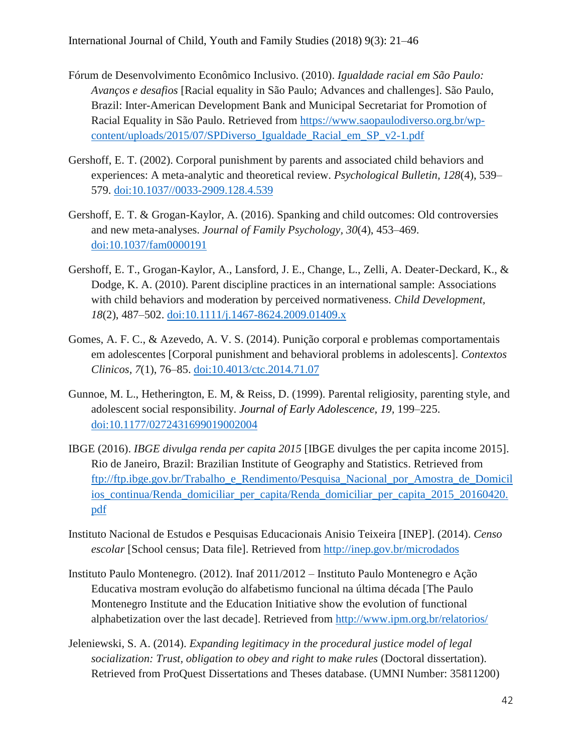Fórum de Desenvolvimento Econômico Inclusivo. (2010). *Igualdade racial em São Paulo: Avanços e desafios* [Racial equality in São Paulo; Advances and challenges]. São Paulo, Brazil: Inter-American Development Bank and Municipal Secretariat for Promotion of Racial Equality in São Paulo. Retrieved from https://www.saopaulodiverso.org.br/wp-content/uploads/2015/07/SPDiverso_Igualdade_Racial_em_SP_v2-1.pdf

Gershoff, E. T. (2002). Corporal punishment by parents and associated child behaviors and experiences: A meta-analytic and theoretical review. *Psychological Bulletin, 128*(4), 539–579. doi:10.1037//0033-2909.128.4.539

Gershoff, E. T. & Grogan-Kaylor, A. (2016). Spanking and child outcomes: Old controversies and new meta-analyses. *Journal of Family Psychology*, *30*(4), 453–469. doi:10.1037/fam0000191

Gershoff, E. T., Grogan-Kaylor, A., Lansford, J. E., Change, L., Zelli, A. Deater-Deckard, K., & Dodge, K. A. (2010). Parent discipline practices in an international sample: Associations with child behaviors and moderation by perceived normativeness. *Child Development*, *18*(2), 487–502. doi:10.1111/j.1467-8624.2009.01409.x

Gomes, A. F. C., & Azevedo, A. V. S. (2014). Punição corporal e problemas comportamentais em adolescentes [Corporal punishment and behavioral problems in adolescents]. *Contextos Clinicos, 7*(1), 76–85. doi:10.4013/ctc.2014.71.07

Gunnoe, M. L., Hetherington, E. M, & Reiss, D. (1999). Parental religiosity, parenting style, and adolescent social responsibility. *Journal of Early Adolescence, 19*, 199–225. doi:10.1177/0272431699019002004

IBGE (2016). *IBGE divulga renda per capita 2015* [IBGE divulges the per capita income 2015]. Rio de Janeiro, Brazil: Brazilian Institute of Geography and Statistics. Retrieved from ftp://ftp.ibge.gov.br/Trabalho_e_Rendimento/Pesquisa_Nacional_por_Amostra_de_Domicilios_continua/Renda_domiciliar_per_capita/Renda_domiciliar_per_capita_2015_20160420.pdf

Instituto Nacional de Estudos e Pesquisas Educacionais Anisio Teixeira [INEP]. (2014). *Censo escolar* [School census; Data file]. Retrieved from http://inep.gov.br/microdados

Instituto Paulo Montenegro. (2012). Inaf 2011/2012 – Instituto Paulo Montenegro e Ação Educativa mostram evolução do alfabetismo funcional na última década [The Paulo Montenegro Institute and the Education Initiative show the evolution of functional alphabetization over the last decade]. Retrieved from http://www.ipm.org.br/relatorios/

Jeleniewski, S. A. (2014). *Expanding legitimacy in the procedural justice model of legal socialization: Trust, obligation to obey and right to make rules* (Doctoral dissertation). Retrieved from ProQuest Dissertations and Theses database. (UMNI Number: 35811200)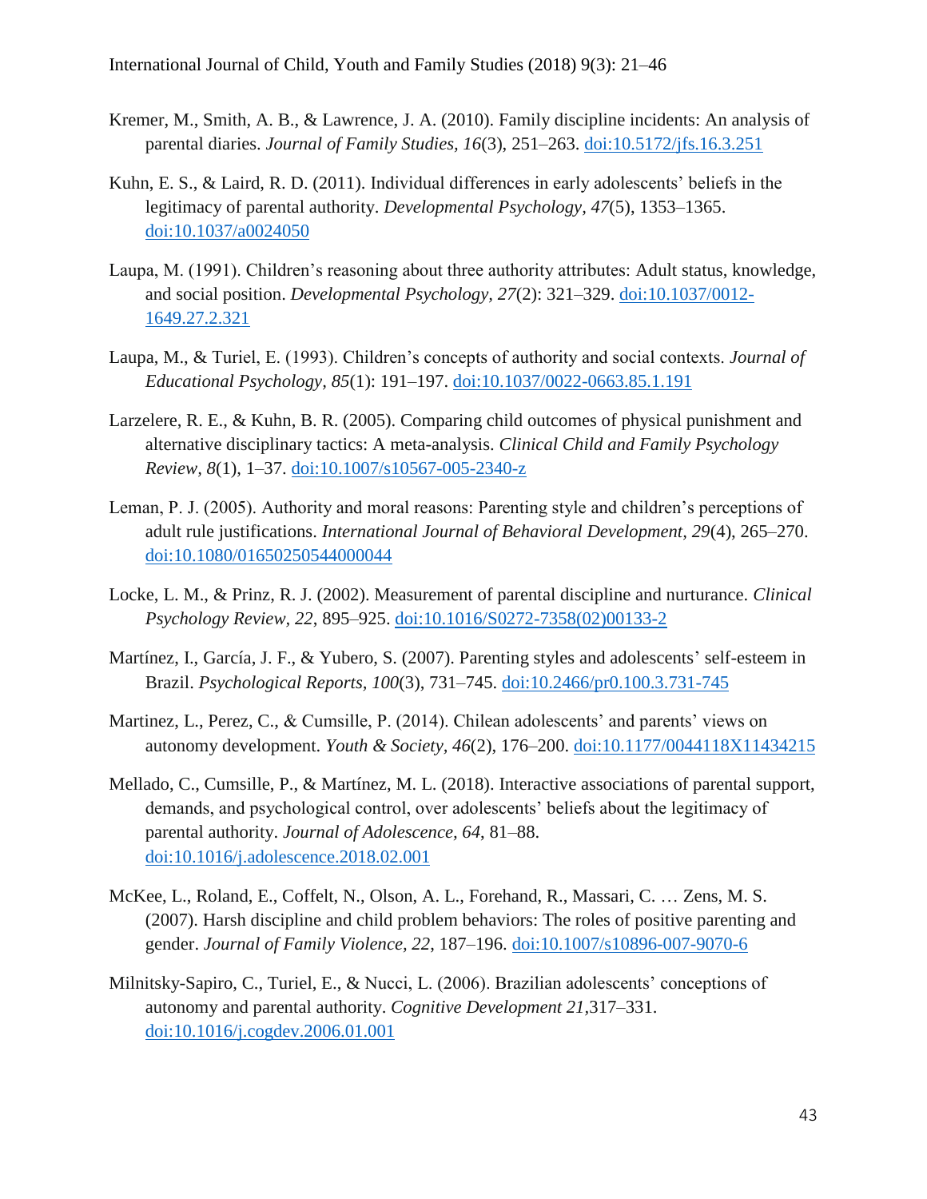Kremer, M., Smith, A. B., & Lawrence, J. A. (2010). Family discipline incidents: An analysis of parental diaries. *Journal of Family Studies, 16*(3), 251–263. doi:10.5172/jfs.16.3.251

Kuhn, E. S., & Laird, R. D. (2011). Individual differences in early adolescents' beliefs in the legitimacy of parental authority. *Developmental Psychology, 47*(5), 1353–1365. doi:10.1037/a0024050

Laupa, M. (1991). Children's reasoning about three authority attributes: Adult status, knowledge, and social position. *Developmental Psychology, 27*(2): 321–329. doi:10.1037/0012-1649.27.2.321

Laupa, M., & Turiel, E. (1993). Children's concepts of authority and social contexts. *Journal of Educational Psychology, 85*(1): 191–197. doi:10.1037/0022-0663.85.1.191

Larzelere, R. E., & Kuhn, B. R. (2005). Comparing child outcomes of physical punishment and alternative disciplinary tactics: A meta-analysis. *Clinical Child and Family Psychology Review, 8*(1), 1–37. doi:10.1007/s10567-005-2340-z

Leman, P. J. (2005). Authority and moral reasons: Parenting style and children's perceptions of adult rule justifications. *International Journal of Behavioral Development, 29*(4), 265–270. doi:10.1080/01650250544000044

Locke, L. M., & Prinz, R. J. (2002). Measurement of parental discipline and nurturance. *Clinical Psychology Review, 22*, 895–925. doi:10.1016/S0272-7358(02)00133-2

Martínez, I., García, J. F., & Yubero, S. (2007). Parenting styles and adolescents' self-esteem in Brazil. *Psychological Reports, 100*(3), 731–745. doi:10.2466/pr0.100.3.731-745

Martinez, L., Perez, C., & Cumsille, P. (2014). Chilean adolescents' and parents' views on autonomy development. *Youth & Society, 46*(2), 176–200. doi:10.1177/0044118X11434215

Mellado, C., Cumsille, P., & Martínez, M. L. (2018). Interactive associations of parental support, demands, and psychological control, over adolescents' beliefs about the legitimacy of parental authority. *Journal of Adolescence, 64*, 81–88. doi:10.1016/j.adolescence.2018.02.001

McKee, L., Roland, E., Coffelt, N., Olson, A. L., Forehand, R., Massari, C. … Zens, M. S. (2007). Harsh discipline and child problem behaviors: The roles of positive parenting and gender. *Journal of Family Violence, 22*, 187–196. doi:10.1007/s10896-007-9070-6

Milnitsky-Sapiro, C., Turiel, E., & Nucci, L. (2006). Brazilian adolescents' conceptions of autonomy and parental authority. *Cognitive Development 21*,317–331. doi:10.1016/j.cogdev.2006.01.001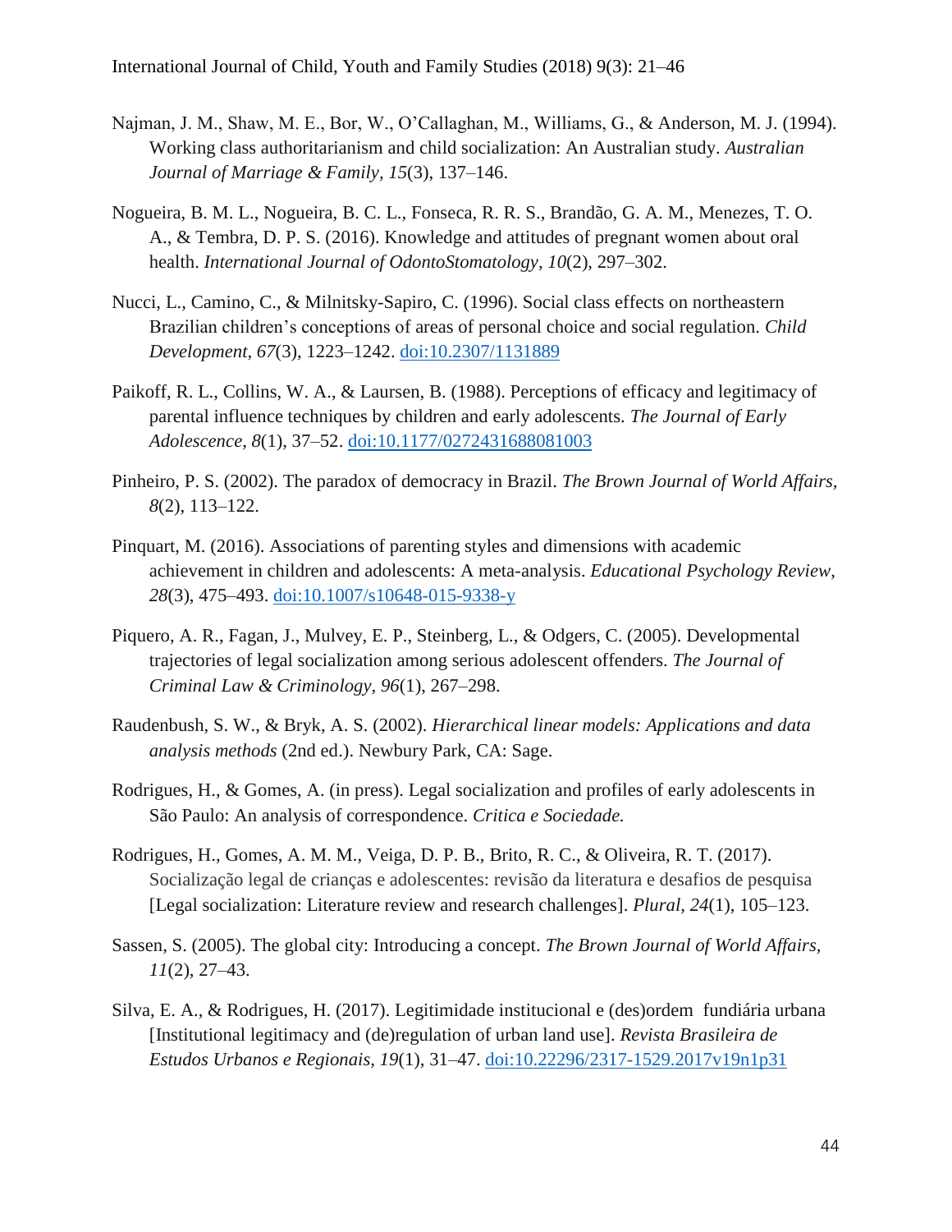Najman, J. M., Shaw, M. E., Bor, W., O'Callaghan, M., Williams, G., & Anderson, M. J. (1994). Working class authoritarianism and child socialization: An Australian study. *Australian Journal of Marriage & Family, 15*(3), 137–146.

Nogueira, B. M. L., Nogueira, B. C. L., Fonseca, R. R. S., Brandão, G. A. M., Menezes, T. O. A., & Tembra, D. P. S. (2016). Knowledge and attitudes of pregnant women about oral health. *International Journal of OdontoStomatology, 10*(2), 297–302.

Nucci, L., Camino, C., & Milnitsky-Sapiro, C. (1996). Social class effects on northeastern Brazilian children's conceptions of areas of personal choice and social regulation. *Child Development, 67*(3), 1223–1242. doi:10.2307/1131889

Paikoff, R. L., Collins, W. A., & Laursen, B. (1988). Perceptions of efficacy and legitimacy of parental influence techniques by children and early adolescents. *The Journal of Early Adolescence, 8*(1), 37–52. doi:10.1177/0272431688081003

Pinheiro, P. S. (2002). The paradox of democracy in Brazil. *The Brown Journal of World Affairs, 8*(2), 113–122.

Pinquart, M. (2016). Associations of parenting styles and dimensions with academic achievement in children and adolescents: A meta-analysis. *Educational Psychology Review, 28*(3), 475–493. doi:10.1007/s10648-015-9338-y

Piquero, A. R., Fagan, J., Mulvey, E. P., Steinberg, L., & Odgers, C. (2005). Developmental trajectories of legal socialization among serious adolescent offenders. *The Journal of Criminal Law & Criminology, 96*(1), 267–298.

Raudenbush, S. W., & Bryk, A. S. (2002). *Hierarchical linear models: Applications and data analysis methods* (2nd ed.). Newbury Park, CA: Sage.

Rodrigues, H., & Gomes, A. (in press). Legal socialization and profiles of early adolescents in São Paulo: An analysis of correspondence. *Critica e Sociedade.*

Rodrigues, H., Gomes, A. M. M., Veiga, D. P. B., Brito, R. C., & Oliveira, R. T. (2017). Socialização legal de crianças e adolescentes: revisão da literatura e desafios de pesquisa [Legal socialization: Literature review and research challenges]. *Plural, 24*(1), 105–123.

Sassen, S. (2005). The global city: Introducing a concept. *The Brown Journal of World Affairs, 11*(2), 27–43.

Silva, E. A., & Rodrigues, H. (2017). Legitimidade institucional e (des)ordem fundiária urbana [Institutional legitimacy and (de)regulation of urban land use]. *Revista Brasileira de Estudos Urbanos e Regionais, 19*(1), 31–47. doi:10.22296/2317-1529.2017v19n1p31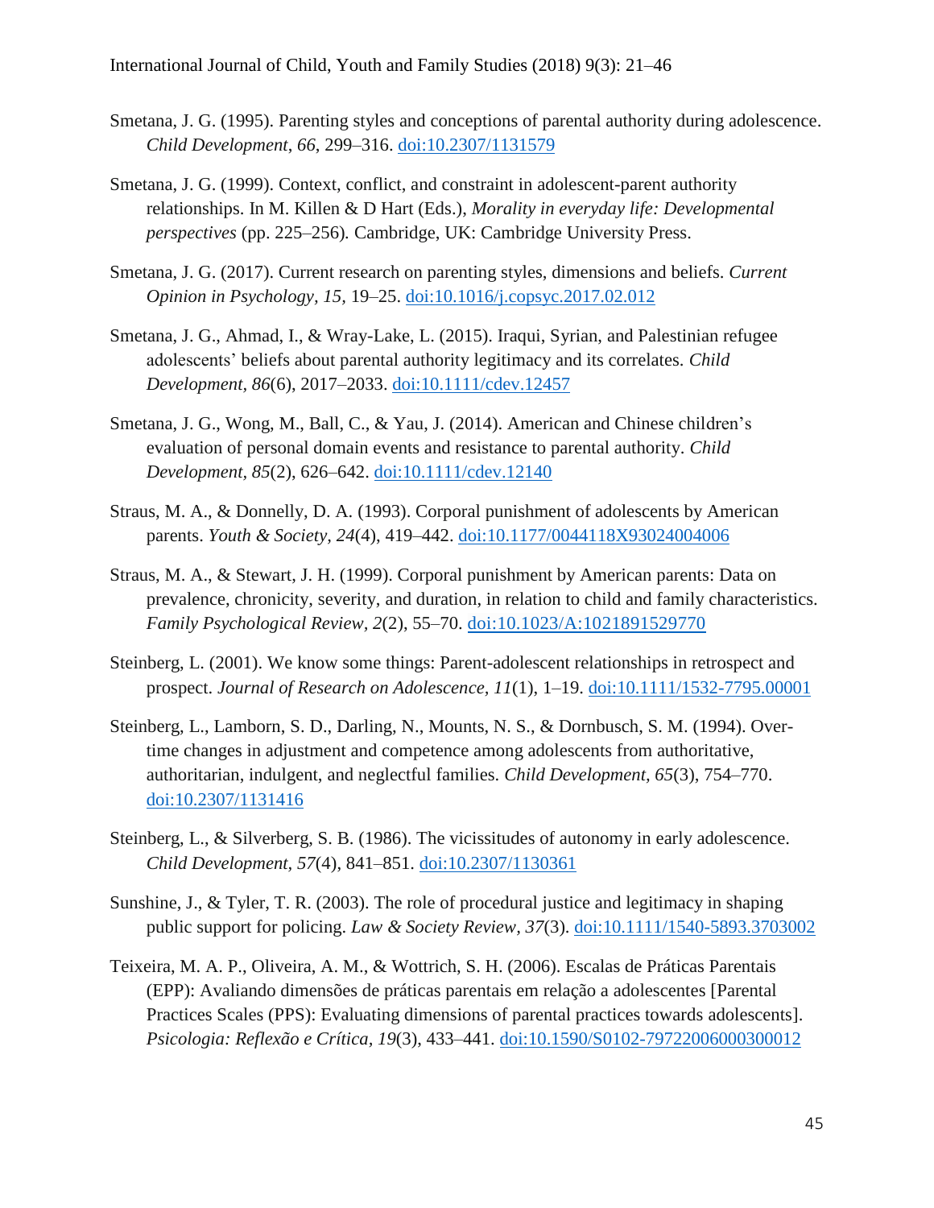Smetana, J. G. (1995). Parenting styles and conceptions of parental authority during adolescence. *Child Development*, *66*, 299–316. [doi:10.2307/1131579](https://doi.org/10.2307/1131579)

Smetana, J. G. (1999). Context, conflict, and constraint in adolescent-parent authority relationships. In M. Killen & D Hart (Eds.), *Morality in everyday life: Developmental perspectives* (pp. 225–256)*.* Cambridge, UK: Cambridge University Press.

Smetana, J. G. (2017). Current research on parenting styles, dimensions and beliefs. *Current Opinion in Psychology*, *15*, 19–25. [doi:10.1016/j.copsyc.2017.02.012](https://doi.org/10.1016/j.copsyc.2017.02.012)

Smetana, J. G., Ahmad, I., & Wray-Lake, L. (2015). Iraqui, Syrian, and Palestinian refugee adolescents' beliefs about parental authority legitimacy and its correlates. *Child Development*, *86*(6), 2017–2033. [doi:10.1111/cdev.12457](https://doi.org/10.1111/cdev.12457)

Smetana, J. G., Wong, M., Ball, C., & Yau, J. (2014). American and Chinese children's evaluation of personal domain events and resistance to parental authority. *Child Development, 85*(2), 626–642. [doi:10.1111/cdev.12140](https://doi.org/10.1111/cdev.12140)

Straus, M. A., & Donnelly, D. A. (1993). Corporal punishment of adolescents by American parents. *Youth & Society*, *24*(4), 419–442. [doi:10.1177/0044118X93024004006](https://doi.org/10.1177/0044118X93024004006)

Straus, M. A., & Stewart, J. H. (1999). Corporal punishment by American parents: Data on prevalence, chronicity, severity, and duration, in relation to child and family characteristics. *Family Psychological Review*, *2*(2), 55–70. [doi:10.1023/A:1021891529770](https://doi.org/10.1023/A:1021891529770)

Steinberg, L. (2001). We know some things: Parent-adolescent relationships in retrospect and prospect. *Journal of Research on Adolescence*, *11*(1), 1–19. [doi:10.1111/1532-7795.00001](https://doi.org/10.1111/1532-7795.00001)

Steinberg, L., Lamborn, S. D., Darling, N., Mounts, N. S., & Dornbusch, S. M. (1994). Over-time changes in adjustment and competence among adolescents from authoritative, authoritarian, indulgent, and neglectful families. *Child Development, 65*(3), 754–770. [doi:10.2307/1131416](https://doi.org/10.2307/1131416)

Steinberg, L., & Silverberg, S. B. (1986). The vicissitudes of autonomy in early adolescence. *Child Development*, *57*(4), 841–851. [doi:10.2307/1130361](https://doi.org/10.2307/1130361)

Sunshine, J., & Tyler, T. R. (2003). The role of procedural justice and legitimacy in shaping public support for policing. *Law & Society Review*, *37*(3). [doi:10.1111/1540-5893.3703002](https://doi.org/10.1111/1540-5893.3703002)

Teixeira, M. A. P., Oliveira, A. M., & Wottrich, S. H. (2006). Escalas de Práticas Parentais (EPP): Avaliando dimensões de práticas parentais em relação a adolescentes [Parental Practices Scales (PPS): Evaluating dimensions of parental practices towards adolescents]. *Psicologia: Reflexão e Crítica*, *19*(3), 433–441. [doi:10.1590/S0102-79722006000300012](https://doi.org/10.1590/S0102-79722006000300012)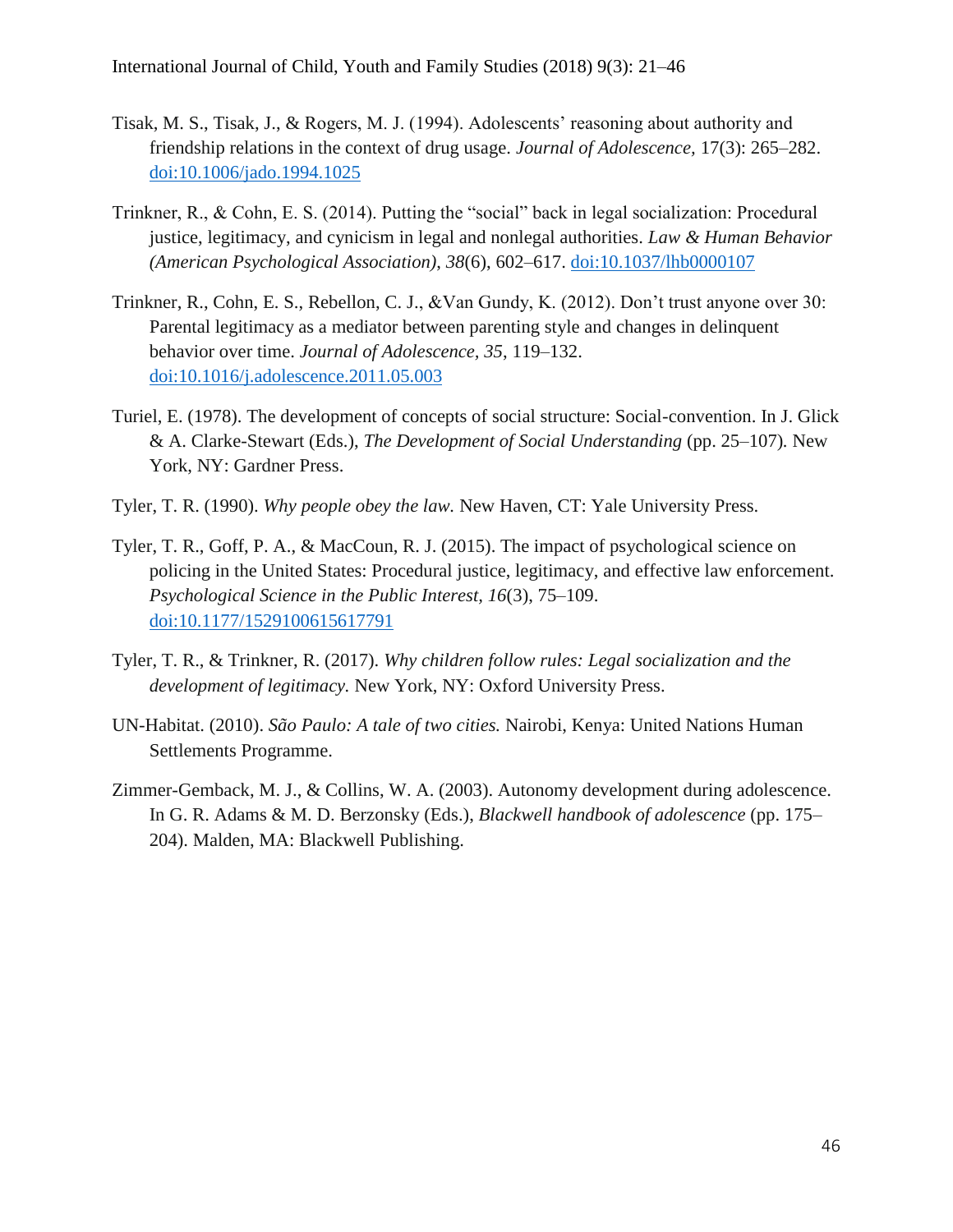Tisak, M. S., Tisak, J., & Rogers, M. J. (1994). Adolescents' reasoning about authority and friendship relations in the context of drug usage. *Journal of Adolescence,* 17(3): 265–282. doi:10.1006/jado.1994.1025

Trinkner, R., & Cohn, E. S. (2014). Putting the "social" back in legal socialization: Procedural justice, legitimacy, and cynicism in legal and nonlegal authorities. *Law & Human Behavior (American Psychological Association)*, *38*(6), 602–617. doi:10.1037/lhb0000107

Trinkner, R., Cohn, E. S., Rebellon, C. J., &Van Gundy, K. (2012). Don't trust anyone over 30: Parental legitimacy as a mediator between parenting style and changes in delinquent behavior over time. *Journal of Adolescence, 35*, 119–132. doi:10.1016/j.adolescence.2011.05.003

Turiel, E. (1978). The development of concepts of social structure: Social-convention. In J. Glick & A. Clarke-Stewart (Eds.), *The Development of Social Understanding* (pp. 25–107). New York, NY: Gardner Press.

Tyler, T. R. (1990). *Why people obey the law.* New Haven, CT: Yale University Press.

Tyler, T. R., Goff, P. A., & MacCoun, R. J. (2015). The impact of psychological science on policing in the United States: Procedural justice, legitimacy, and effective law enforcement. *Psychological Science in the Public Interest, 16*(3), 75–109. doi:10.1177/1529100615617791

Tyler, T. R., & Trinkner, R. (2017). *Why children follow rules: Legal socialization and the development of legitimacy.* New York, NY: Oxford University Press.

UN-Habitat. (2010). *São Paulo: A tale of two cities.* Nairobi, Kenya: United Nations Human Settlements Programme.

Zimmer-Gemback, M. J., & Collins, W. A. (2003). Autonomy development during adolescence. In G. R. Adams & M. D. Berzonsky (Eds.), *Blackwell handbook of adolescence* (pp. 175–204). Malden, MA: Blackwell Publishing.